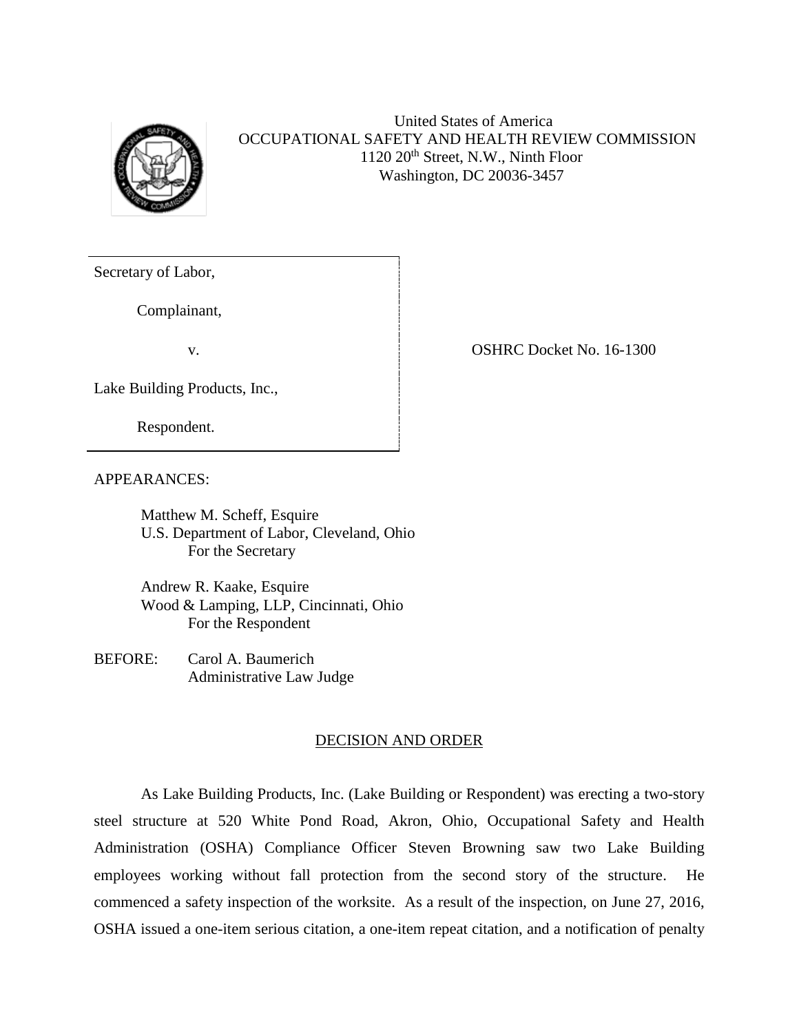United States of America
OCCUPATIONAL SAFETY AND HEALTH REVIEW COMMISSION
1120 20th Street, N.W., Ninth Floor
Washington, DC 20036-3457

Secretary of Label,

Complainant,

v.

Lake Building Products, Inc.,

Respondent.

OSHRC Docket No. 16-1300

APPEARANCES:

Matthew M. Scheff, Esquire
U.S. Department of Labor, Cleveland, Ohio
For the Secretary

Andrew R. Kaake, Esquire
Wood & Lamping, LLP, Cincinnati, Ohio
For the Respondent

BEFORE: Carol A. Baumerich
Administrative Law Judge

## DECISION AND ORDER

As Lake Building Products, Inc. (Lake Building or Respondent) was erecting a two-story steel structure at 520 White Pond Road, Akron, Ohio, Occupational Safety and Health Administration (OSHA) Compliance Officer Steven Browning saw two Lake Building employees working without fall protection from the second story of the structure. He commenced a safety inspection of the worksite. As a result of the inspection, on June 27, 2016, OSHA issued a one-item serious citation, a one-item repeat citation, and a notification of penalty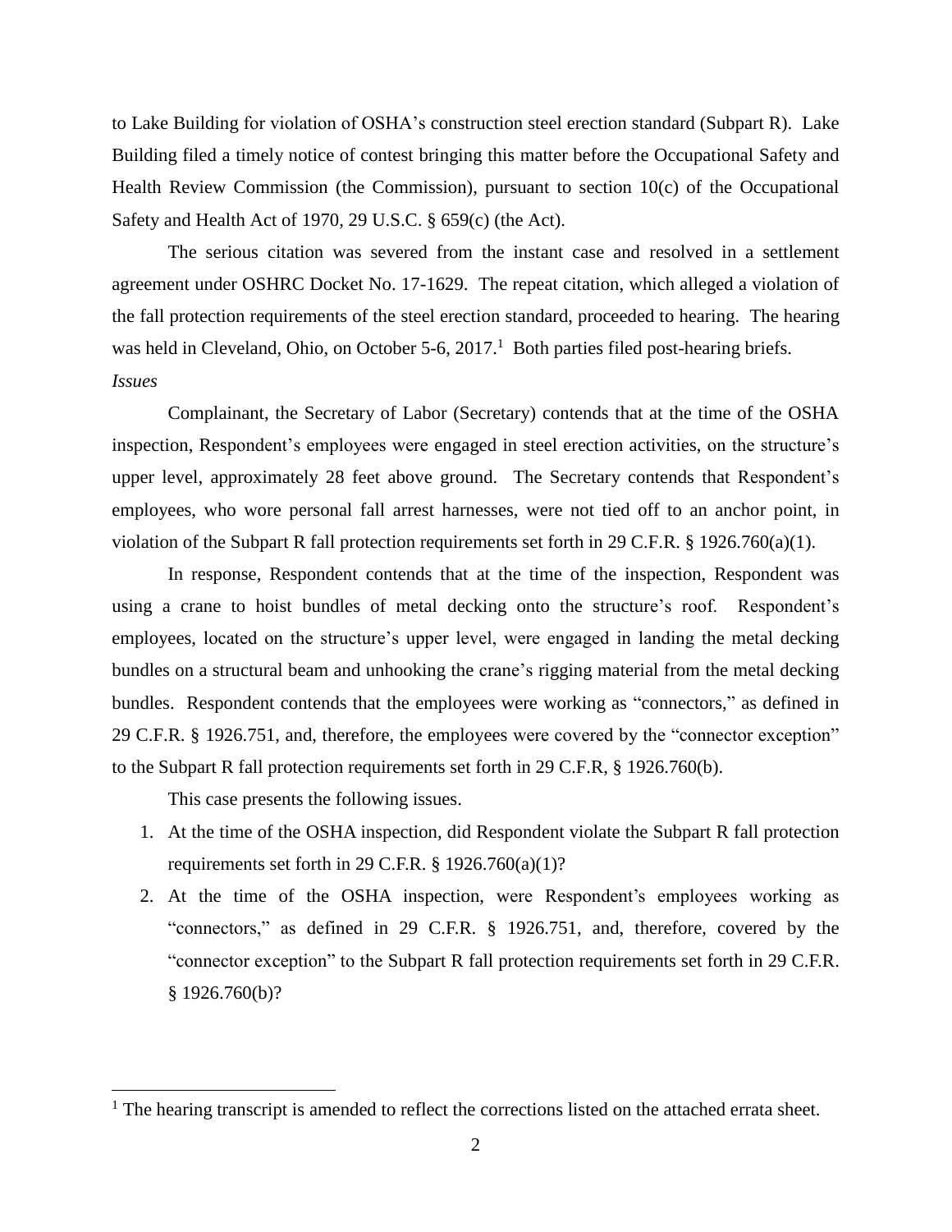to Lake Building for violation of OSHA's construction steel erection standard (Subpart R). Lake Building filed a timely notice of contest bringing this matter before the Occupational Safety and Health Review Commission (the Commission), pursuant to section 10(c) of the Occupational Safety and Health Act of 1970, 29 U.S.C. § 659(c) (the Act).

The serious citation was severed from the instant case and resolved in a settlement agreement under OSHRC Docket No. 17-1629. The repeat citation, which alleged a violation of the fall protection requirements of the steel erection standard, proceeded to hearing. The hearing was held in Cleveland, Ohio, on October 5-6, 2017.[1] Both parties filed post-hearing briefs.

*Issues*

Complainant, the Secretary of Labor (Secretary) contends that at the time of the OSHA inspection, Respondent's employees were engaged in steel erection activities, on the structure's upper level, approximately 28 feet above ground. The Secretary contends that Respondent's employees, who wore personal fall arrest harnesses, were not tied off to an anchor point, in violation of the Subpart R fall protection requirements set forth in 29 C.F.R. § 1926.760(a)(1).

In response, Respondent contends that at the time of the inspection, Respondent was using a crane to hoist bundles of metal decking onto the structure's roof. Respondent's employees, located on the structure's upper level, were engaged in landing the metal decking bundles on a structural beam and unhooking the crane's rigging material from the metal decking bundles. Respondent contends that the employees were working as "connectors," as defined in 29 C.F.R. § 1926.751, and, therefore, the employees were covered by the "connector exception" to the Subpart R fall protection requirements set forth in 29 C.F.R, § 1926.760(b).

This case presents the following issues.

1. At the time of the OSHA inspection, did Respondent violate the Subpart R fall protection requirements set forth in 29 C.F.R. § 1926.760(a)(1)?
2. At the time of the OSHA inspection, were Respondent's employees working as "connectors," as defined in 29 C.F.R. § 1926.751, and, therefore, covered by the "connector exception" to the Subpart R fall protection requirements set forth in 29 C.F.R. § 1926.760(b)?

[1] The hearing transcript is amended to reflect the corrections listed on the attached errata sheet.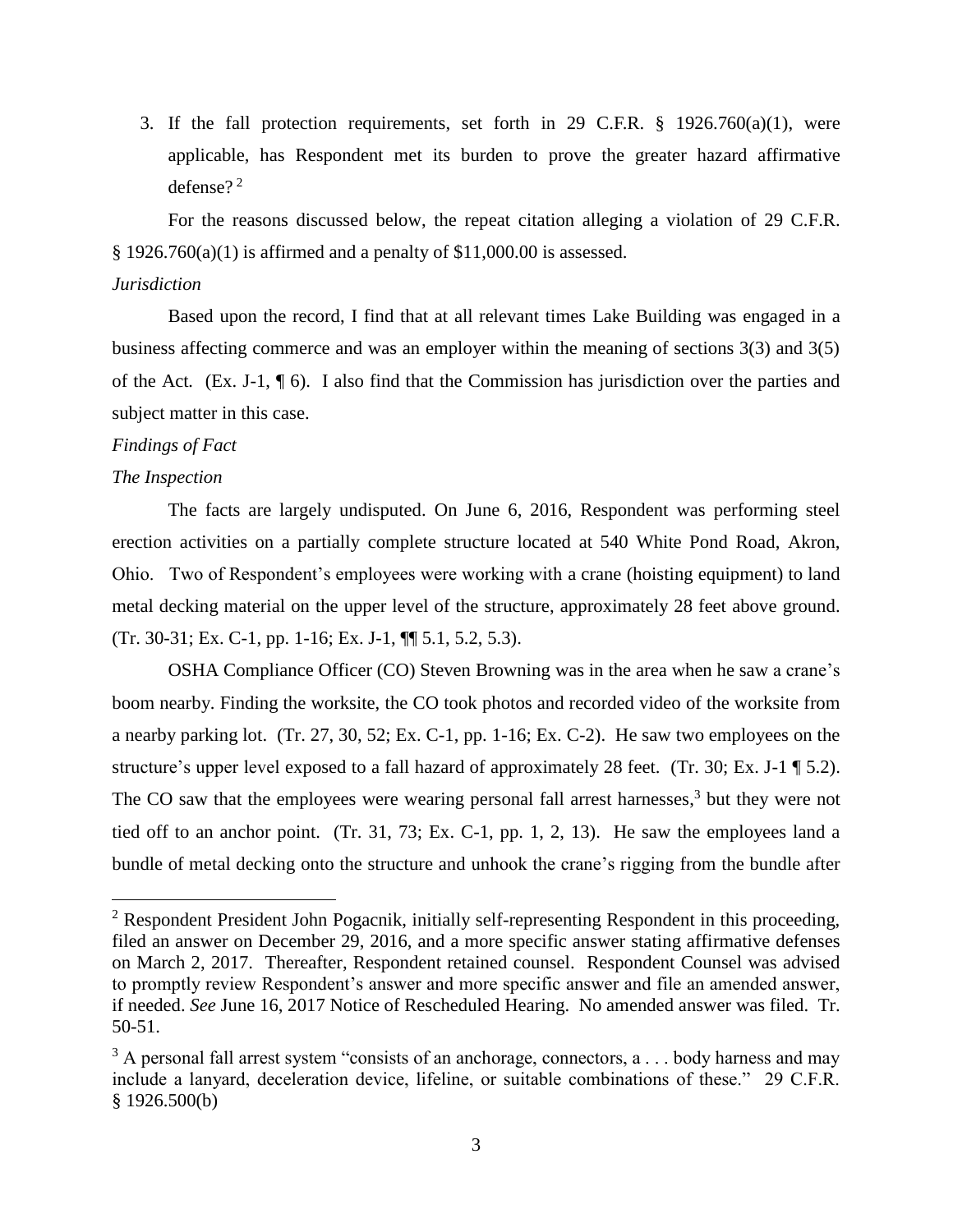3. If the fall protection requirements, set forth in 29 C.F.R. § 1926.760(a)(1), were applicable, has Respondent met its burden to prove the greater hazard affirmative defense? [2]

For the reasons discussed below, the repeat citation alleging a violation of 29 C.F.R. § 1926.760(a)(1) is affirmed and a penalty of $11,000.00 is assessed.

*Jurisdiction*

Based upon the record, I find that at all relevant times Lake Building was engaged in a business affecting commerce and was an employer within the meaning of sections 3(3) and 3(5) of the Act. (Ex. J-1, ¶ 6). I also find that the Commission has jurisdiction over the parties and subject matter in this case.

*Findings of Fact*

*The Inspection*

The facts are largely undisputed. On June 6, 2016, Respondent was performing steel erection activities on a partially complete structure located at 540 White Pond Road, Akron, Ohio. Two of Respondent's employees were working with a crane (hoisting equipment) to land metal decking material on the upper level of the structure, approximately 28 feet above ground. (Tr. 30-31; Ex. C-1, pp. 1-16; Ex. J-1, ¶¶ 5.1, 5.2, 5.3).

OSHA Compliance Officer (CO) Steven Browning was in the area when he saw a crane's boom nearby. Finding the worksite, the CO took photos and recorded video of the worksite from a nearby parking lot. (Tr. 27, 30, 52; Ex. C-1, pp. 1-16; Ex. C-2). He saw two employees on the structure's upper level exposed to a fall hazard of approximately 28 feet. (Tr. 30; Ex. J-1 ¶ 5.2). The CO saw that the employees were wearing personal fall arrest harnesses,[3] but they were not tied off to an anchor point. (Tr. 31, 73; Ex. C-1, pp. 1, 2, 13). He saw the employees land a bundle of metal decking onto the structure and unhook the crane's rigging from the bundle after

---

[2] Respondent President John Pogacnik, initially self-representing Respondent in this proceeding, filed an answer on December 29, 2016, and a more specific answer stating affirmative defenses on March 2, 2017. Thereafter, Respondent retained counsel. Respondent Counsel was advised to promptly review Respondent's answer and more specific answer and file an amended answer, if needed. *See* June 16, 2017 Notice of Rescheduled Hearing. No amended answer was filed. Tr. 50-51.

[3] A personal fall arrest system "consists of an anchorage, connectors, a . . . body harness and may include a lanyard, deceleration device, lifeline, or suitable combinations of these." 29 C.F.R. § 1926.500(b)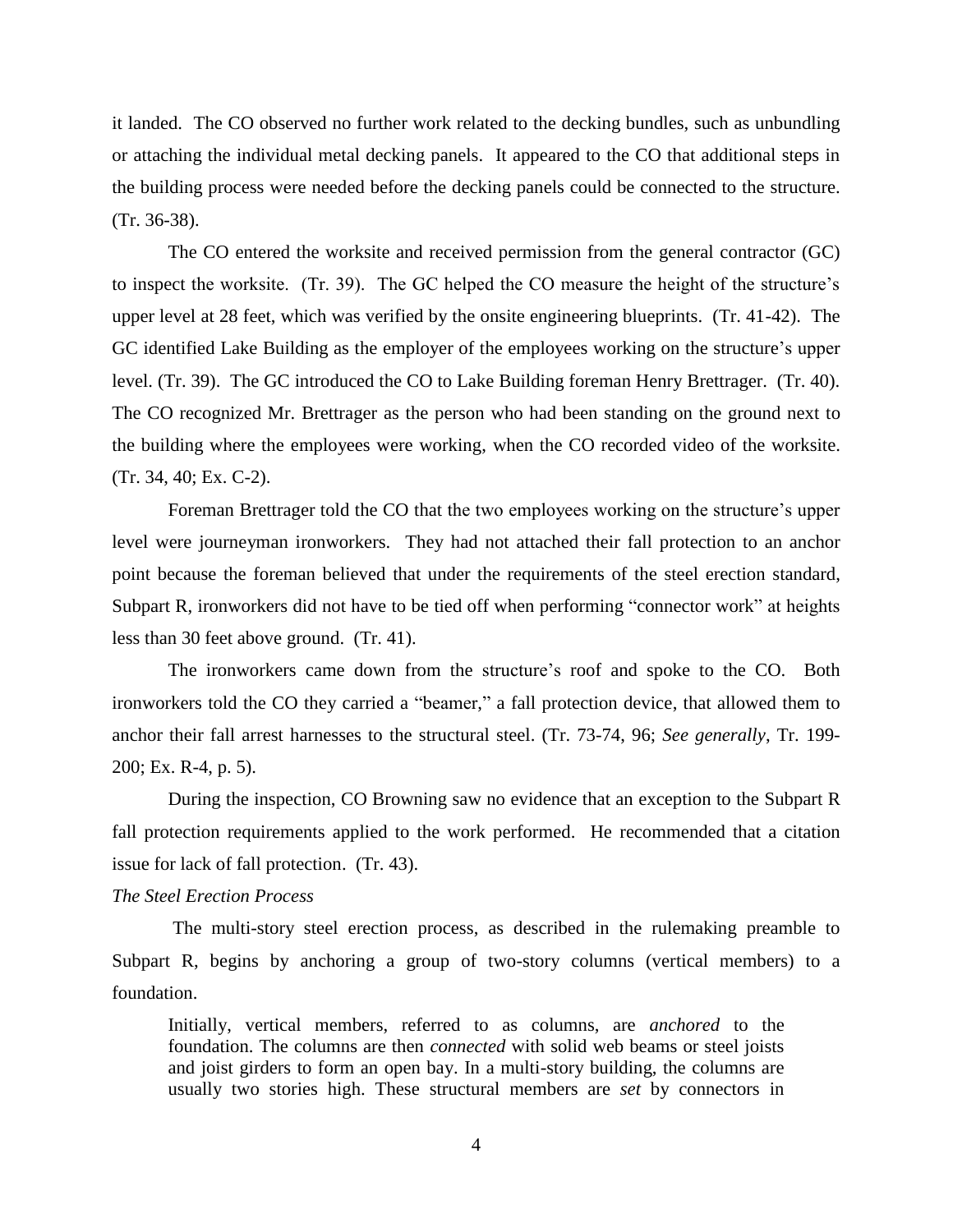it landed. The CO observed no further work related to the decking bundles, such as unbundling or attaching the individual metal decking panels. It appeared to the CO that additional steps in the building process were needed before the decking panels could be connected to the structure. (Tr. 36-38).

The CO entered the worksite and received permission from the general contractor (GC) to inspect the worksite. (Tr. 39). The GC helped the CO measure the height of the structure's upper level at 28 feet, which was verified by the onsite engineering blueprints. (Tr. 41-42). The GC identified Lake Building as the employer of the employees working on the structure's upper level. (Tr. 39). The GC introduced the CO to Lake Building foreman Henry Brettrager. (Tr. 40). The CO recognized Mr. Brettrager as the person who had been standing on the ground next to the building where the employees were working, when the CO recorded video of the worksite. (Tr. 34, 40; Ex. C-2).

Foreman Brettrager told the CO that the two employees working on the structure's upper level were journeyman ironworkers. They had not attached their fall protection to an anchor point because the foreman believed that under the requirements of the steel erection standard, Subpart R, ironworkers did not have to be tied off when performing "connector work" at heights less than 30 feet above ground. (Tr. 41).

The ironworkers came down from the structure's roof and spoke to the CO. Both ironworkers told the CO they carried a "beamer," a fall protection device, that allowed them to anchor their fall arrest harnesses to the structural steel. (Tr. 73-74, 96; *See generally*, Tr. 199-200; Ex. R-4, p. 5).

During the inspection, CO Browning saw no evidence that an exception to the Subpart R fall protection requirements applied to the work performed. He recommended that a citation issue for lack of fall protection. (Tr. 43).

*The Steel Erection Process*

The multi-story steel erection process, as described in the rulemaking preamble to Subpart R, begins by anchoring a group of two-story columns (vertical members) to a foundation.

> Initially, vertical members, referred to as columns, are *anchored* to the foundation. The columns are then *connected* with solid web beams or steel joists and joist girders to form an open bay. In a multi-story building, the columns are usually two stories high. These structural members are *set* by connectors in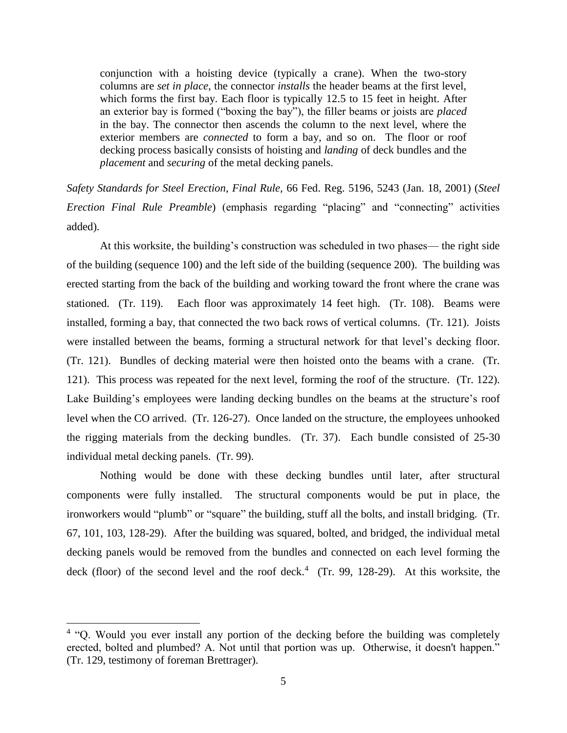> conjunction with a hoisting device (typically a crane). When the two-story columns are *set in place*, the connector *installs* the header beams at the first level, which forms the first bay. Each floor is typically 12.5 to 15 feet in height. After an exterior bay is formed ("boxing the bay"), the filler beams or joists are *placed* in the bay. The connector then ascends the column to the next level, where the exterior members are *connected* to form a bay, and so on. The floor or roof decking process basically consists of hoisting and *landing* of deck bundles and the *placement* and *securing* of the metal decking panels.

*Safety Standards for Steel Erection, Final Rule,* 66 Fed. Reg. 5196, 5243 (Jan. 18, 2001) (*Steel Erection Final Rule Preamble*) (emphasis regarding "placing" and "connecting" activities added).

At this worksite, the building's construction was scheduled in two phases— the right side of the building (sequence 100) and the left side of the building (sequence 200). The building was erected starting from the back of the building and working toward the front where the crane was stationed. (Tr. 119). Each floor was approximately 14 feet high. (Tr. 108). Beams were installed, forming a bay, that connected the two back rows of vertical columns. (Tr. 121). Joists were installed between the beams, forming a structural network for that level's decking floor. (Tr. 121). Bundles of decking material were then hoisted onto the beams with a crane. (Tr. 121). This process was repeated for the next level, forming the roof of the structure. (Tr. 122). Lake Building's employees were landing decking bundles on the beams at the structure's roof level when the CO arrived. (Tr. 126-27). Once landed on the structure, the employees unhooked the rigging materials from the decking bundles. (Tr. 37). Each bundle consisted of 25-30 individual metal decking panels. (Tr. 99).

Nothing would be done with these decking bundles until later, after structural components were fully installed. The structural components would be put in place, the ironworkers would "plumb" or "square" the building, stuff all the bolts, and install bridging. (Tr. 67, 101, 103, 128-29). After the building was squared, bolted, and bridged, the individual metal decking panels would be removed from the bundles and connected on each level forming the deck (floor) of the second level and the roof deck.[4] (Tr. 99, 128-29). At this worksite, the

---

[4] "Q. Would you ever install any portion of the decking before the building was completely erected, bolted and plumbed? A. Not until that portion was up. Otherwise, it doesn't happen." (Tr. 129, testimony of foreman Brettrager).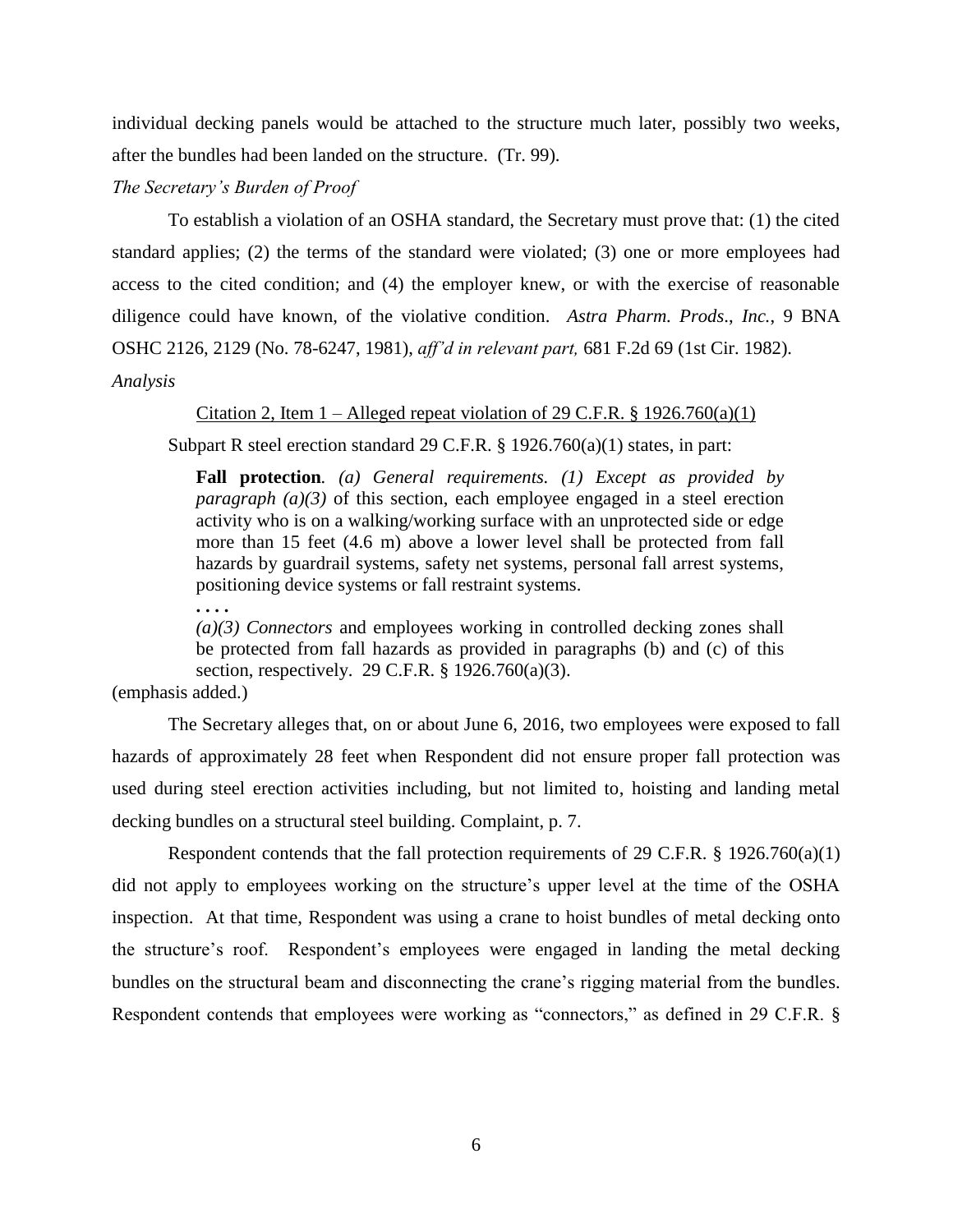individual decking panels would be attached to the structure much later, possibly two weeks, after the bundles had been landed on the structure. (Tr. 99).

*The Secretary's Burden of Proof*

To establish a violation of an OSHA standard, the Secretary must prove that: (1) the cited standard applies; (2) the terms of the standard were violated; (3) one or more employees had access to the cited condition; and (4) the employer knew, or with the exercise of reasonable diligence could have known, of the violative condition. *Astra Pharm. Prods., Inc.*, 9 BNA OSHC 2126, 2129 (No. 78-6247, 1981), *aff'd in relevant part,* 681 F.2d 69 (1st Cir. 1982).

*Analysis*

Citation 2, Item 1 – Alleged repeat violation of 29 C.F.R. § 1926.760(a)(1)

Subpart R steel erection standard 29 C.F.R. § 1926.760(a)(1) states, in part:

> **Fall protection***. (a) General requirements. (1) Except as provided by paragraph (a)(3)* of this section, each employee engaged in a steel erection activity who is on a walking/working surface with an unprotected side or edge more than 15 feet (4.6 m) above a lower level shall be protected from fall hazards by guardrail systems, safety net systems, personal fall arrest systems, positioning device systems or fall restraint systems.
>
> **. . . .**
>
> *(a)(3) Connectors* and employees working in controlled decking zones shall be protected from fall hazards as provided in paragraphs (b) and (c) of this section, respectively. 29 C.F.R. § 1926.760(a)(3).

(emphasis added.)

The Secretary alleges that, on or about June 6, 2016, two employees were exposed to fall hazards of approximately 28 feet when Respondent did not ensure proper fall protection was used during steel erection activities including, but not limited to, hoisting and landing metal decking bundles on a structural steel building. Complaint, p. 7.

Respondent contends that the fall protection requirements of 29 C.F.R. § 1926.760(a)(1) did not apply to employees working on the structure's upper level at the time of the OSHA inspection. At that time, Respondent was using a crane to hoist bundles of metal decking onto the structure's roof. Respondent's employees were engaged in landing the metal decking bundles on the structural beam and disconnecting the crane's rigging material from the bundles. Respondent contends that employees were working as "connectors," as defined in 29 C.F.R. §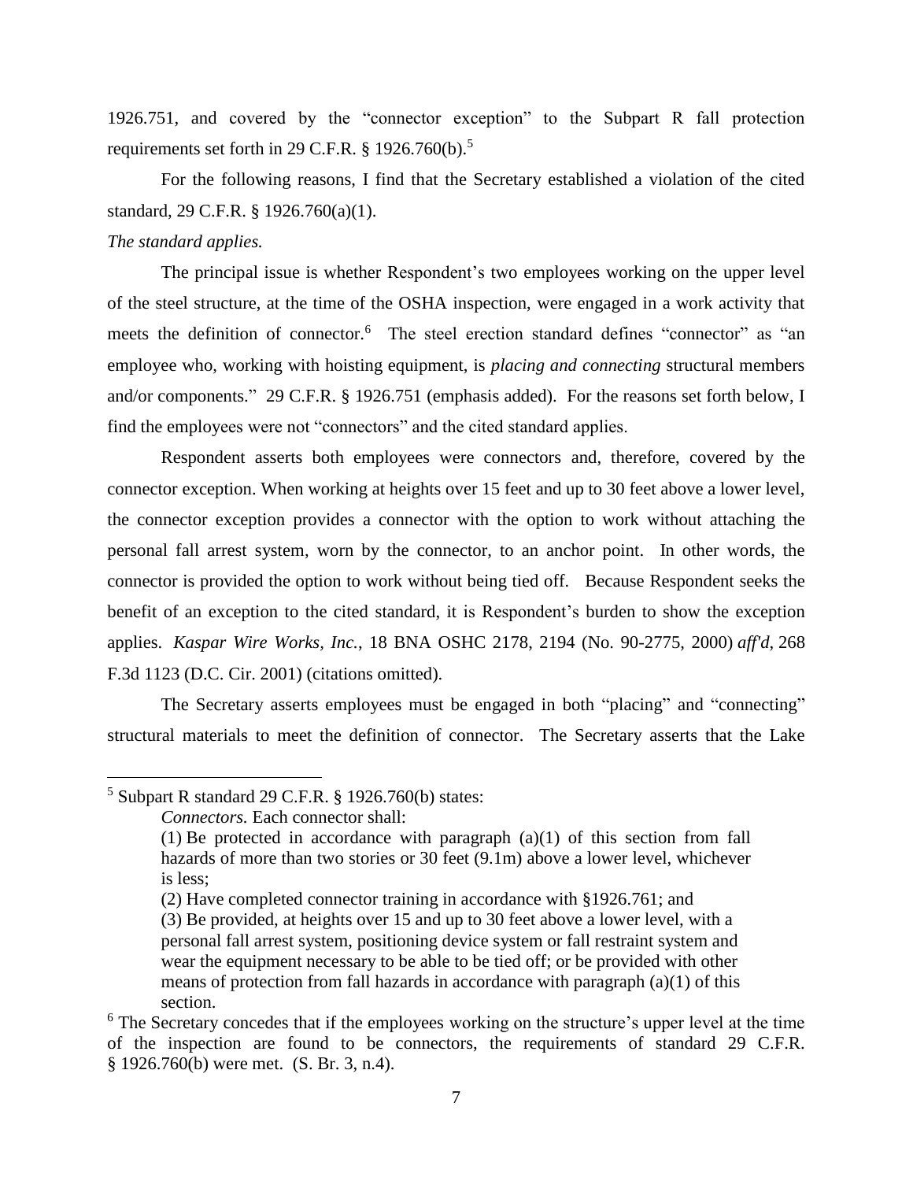1926.751, and covered by the "connector exception" to the Subpart R fall protection requirements set forth in 29 C.F.R. § 1926.760(b).[5]

For the following reasons, I find that the Secretary established a violation of the cited standard, 29 C.F.R. § 1926.760(a)(1).

*The standard applies.*

The principal issue is whether Respondent's two employees working on the upper level of the steel structure, at the time of the OSHA inspection, were engaged in a work activity that meets the definition of connector.[6] The steel erection standard defines "connector" as "an employee who, working with hoisting equipment, is *placing and connecting* structural members and/or components." 29 C.F.R. § 1926.751 (emphasis added). For the reasons set forth below, I find the employees were not "connectors" and the cited standard applies.

Respondent asserts both employees were connectors and, therefore, covered by the connector exception. When working at heights over 15 feet and up to 30 feet above a lower level, the connector exception provides a connector with the option to work without attaching the personal fall arrest system, worn by the connector, to an anchor point. In other words, the connector is provided the option to work without being tied off. Because Respondent seeks the benefit of an exception to the cited standard, it is Respondent's burden to show the exception applies. *Kaspar Wire Works, Inc.*, 18 BNA OSHC 2178, 2194 (No. 90-2775, 2000) *aff'd*, 268 F.3d 1123 (D.C. Cir. 2001) (citations omitted).

The Secretary asserts employees must be engaged in both "placing" and "connecting" structural materials to meet the definition of connector. The Secretary asserts that the Lake

---

[5] Subpart R standard 29 C.F.R. § 1926.760(b) states:

> *Connectors.* Each connector shall:
>
> (1) Be protected in accordance with paragraph (a)(1) of this section from fall hazards of more than two stories or 30 feet (9.1m) above a lower level, whichever is less;
>
> (2) Have completed connector training in accordance with §1926.761; and
>
> (3) Be provided, at heights over 15 and up to 30 feet above a lower level, with a personal fall arrest system, positioning device system or fall restraint system and wear the equipment necessary to be able to be tied off; or be provided with other means of protection from fall hazards in accordance with paragraph (a)(1) of this section.

[6] The Secretary concedes that if the employees working on the structure's upper level at the time of the inspection are found to be connectors, the requirements of standard 29 C.F.R. § 1926.760(b) were met. (S. Br. 3, n.4).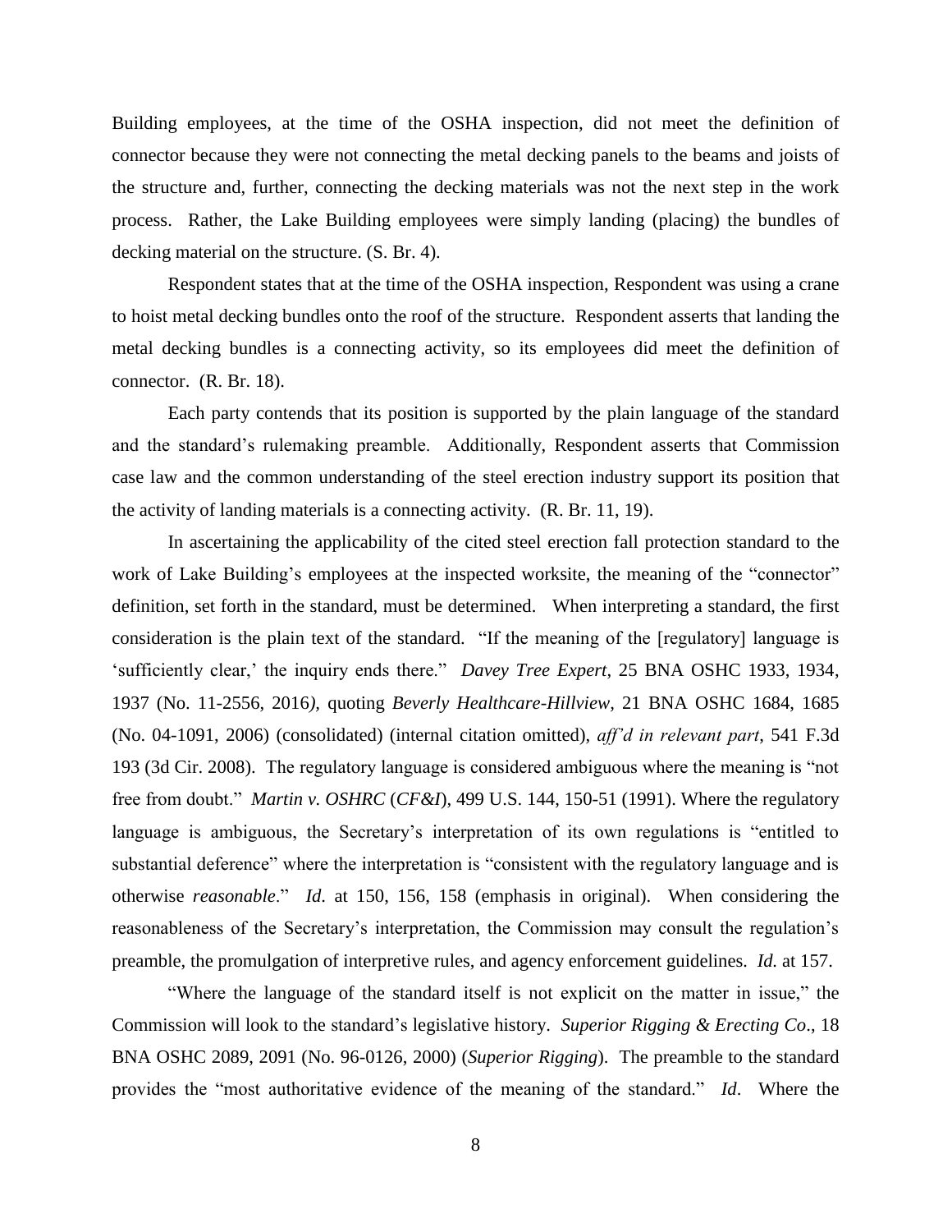Building employees, at the time of the OSHA inspection, did not meet the definition of connector because they were not connecting the metal decking panels to the beams and joists of the structure and, further, connecting the decking materials was not the next step in the work process. Rather, the Lake Building employees were simply landing (placing) the bundles of decking material on the structure. (S. Br. 4).

Respondent states that at the time of the OSHA inspection, Respondent was using a crane to hoist metal decking bundles onto the roof of the structure. Respondent asserts that landing the metal decking bundles is a connecting activity, so its employees did meet the definition of connector. (R. Br. 18).

Each party contends that its position is supported by the plain language of the standard and the standard's rulemaking preamble. Additionally, Respondent asserts that Commission case law and the common understanding of the steel erection industry support its position that the activity of landing materials is a connecting activity. (R. Br. 11, 19).

In ascertaining the applicability of the cited steel erection fall protection standard to the work of Lake Building's employees at the inspected worksite, the meaning of the "connector" definition, set forth in the standard, must be determined. When interpreting a standard, the first consideration is the plain text of the standard. "If the meaning of the [regulatory] language is 'sufficiently clear,' the inquiry ends there." *Davey Tree Expert*, 25 BNA OSHC 1933, 1934, 1937 (No. 11-2556, 2016*)*, quoting *Beverly Healthcare-Hillview*, 21 BNA OSHC 1684, 1685 (No. 04-1091, 2006) (consolidated) (internal citation omitted), *aff'd in relevant part*, 541 F.3d 193 (3d Cir. 2008). The regulatory language is considered ambiguous where the meaning is "not free from doubt." *Martin v. OSHRC* (*CF&I*), 499 U.S. 144, 150-51 (1991). Where the regulatory language is ambiguous, the Secretary's interpretation of its own regulations is "entitled to substantial deference" where the interpretation is "consistent with the regulatory language and is otherwise *reasonable*." *Id*. at 150, 156, 158 (emphasis in original). When considering the reasonableness of the Secretary's interpretation, the Commission may consult the regulation's preamble, the promulgation of interpretive rules, and agency enforcement guidelines. *Id.* at 157.

"Where the language of the standard itself is not explicit on the matter in issue," the Commission will look to the standard's legislative history. *Superior Rigging & Erecting Co*., 18 BNA OSHC 2089, 2091 (No. 96-0126, 2000) (*Superior Rigging*). The preamble to the standard provides the "most authoritative evidence of the meaning of the standard." *Id*. Where the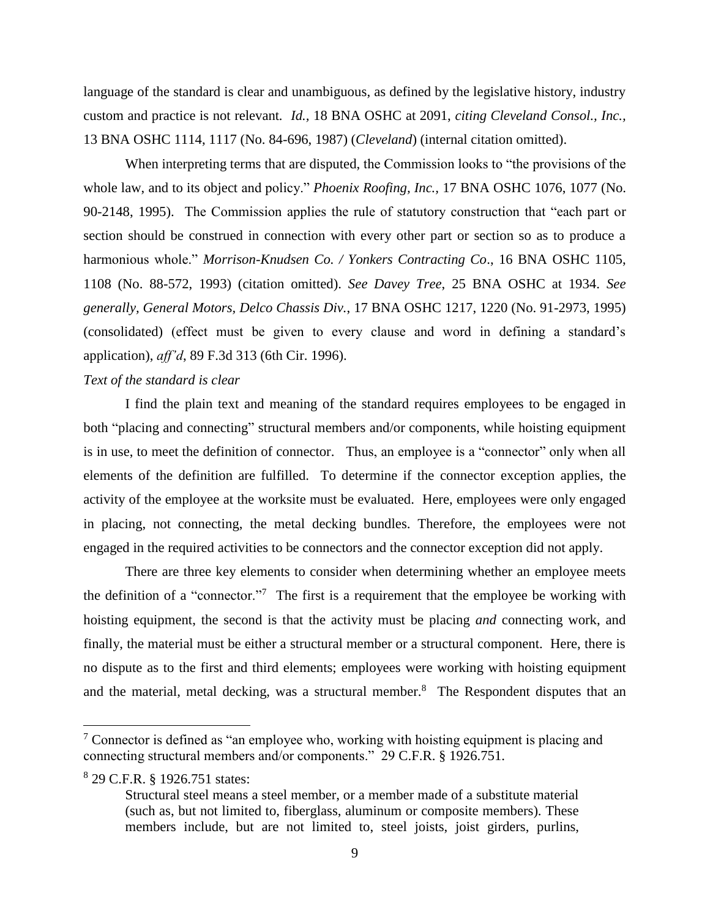language of the standard is clear and unambiguous, as defined by the legislative history, industry custom and practice is not relevant. *Id.*, 18 BNA OSHC at 2091, *citing Cleveland Consol., Inc.*, 13 BNA OSHC 1114, 1117 (No. 84-696, 1987) (*Cleveland*) (internal citation omitted).

When interpreting terms that are disputed, the Commission looks to "the provisions of the whole law, and to its object and policy." *Phoenix Roofing, Inc.*, 17 BNA OSHC 1076, 1077 (No. 90-2148, 1995). The Commission applies the rule of statutory construction that "each part or section should be construed in connection with every other part or section so as to produce a harmonious whole." *Morrison-Knudsen Co. / Yonkers Contracting Co*., 16 BNA OSHC 1105, 1108 (No. 88-572, 1993) (citation omitted). *See Davey Tree*, 25 BNA OSHC at 1934. *See generally, General Motors, Delco Chassis Div.*, 17 BNA OSHC 1217, 1220 (No. 91-2973, 1995) (consolidated) (effect must be given to every clause and word in defining a standard's application), *aff'd*, 89 F.3d 313 (6th Cir. 1996).

*Text of the standard is clear*

I find the plain text and meaning of the standard requires employees to be engaged in both "placing and connecting" structural members and/or components, while hoisting equipment is in use, to meet the definition of connector. Thus, an employee is a "connector" only when all elements of the definition are fulfilled. To determine if the connector exception applies, the activity of the employee at the worksite must be evaluated. Here, employees were only engaged in placing, not connecting, the metal decking bundles. Therefore, the employees were not engaged in the required activities to be connectors and the connector exception did not apply.

There are three key elements to consider when determining whether an employee meets the definition of a "connector."[7] The first is a requirement that the employee be working with hoisting equipment, the second is that the activity must be placing *and* connecting work, and finally, the material must be either a structural member or a structural component. Here, there is no dispute as to the first and third elements; employees were working with hoisting equipment and the material, metal decking, was a structural member.[8] The Respondent disputes that an

---

[7] Connector is defined as "an employee who, working with hoisting equipment is placing and connecting structural members and/or components." 29 C.F.R. § 1926.751.

[8] 29 C.F.R. § 1926.751 states:

> Structural steel means a steel member, or a member made of a substitute material (such as, but not limited to, fiberglass, aluminum or composite members). These members include, but are not limited to, steel joists, joist girders, purlins,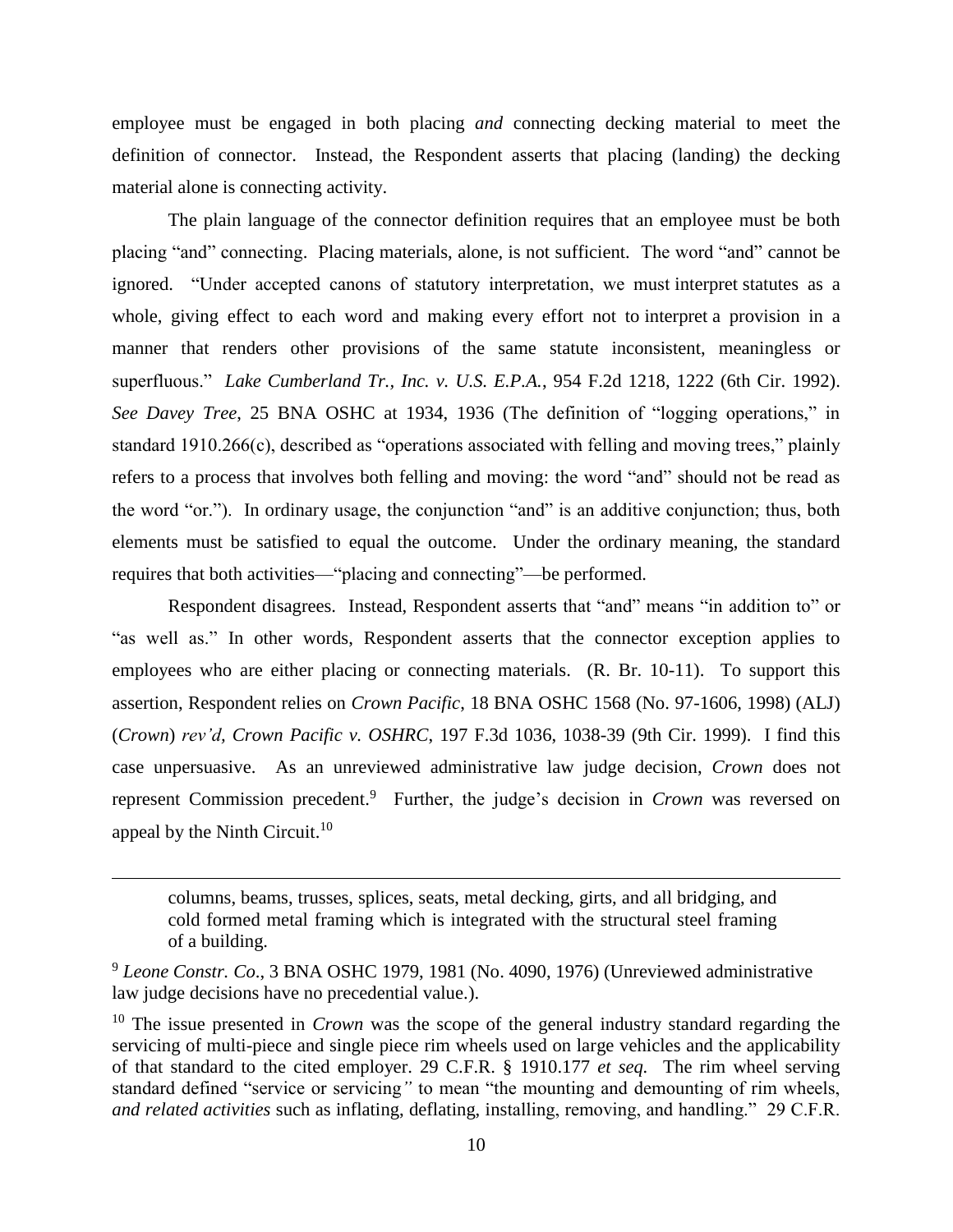employee must be engaged in both placing *and* connecting decking material to meet the definition of connector. Instead, the Respondent asserts that placing (landing) the decking material alone is connecting activity.

The plain language of the connector definition requires that an employee must be both placing "and" connecting. Placing materials, alone, is not sufficient. The word "and" cannot be ignored. "Under accepted canons of statutory interpretation, we must interpret statutes as a whole, giving effect to each word and making every effort not to interpret a provision in a manner that renders other provisions of the same statute inconsistent, meaningless or superfluous." *Lake Cumberland Tr., Inc. v. U.S. E.P.A.*, 954 F.2d 1218, 1222 (6th Cir. 1992). *See Davey Tree*, 25 BNA OSHC at 1934, 1936 (The definition of "logging operations," in standard 1910.266(c), described as "operations associated with felling and moving trees," plainly refers to a process that involves both felling and moving: the word "and" should not be read as the word "or."). In ordinary usage, the conjunction "and" is an additive conjunction; thus, both elements must be satisfied to equal the outcome. Under the ordinary meaning, the standard requires that both activities—"placing and connecting"—be performed.

Respondent disagrees. Instead, Respondent asserts that "and" means "in addition to" or "as well as." In other words, Respondent asserts that the connector exception applies to employees who are either placing or connecting materials. (R. Br. 10-11). To support this assertion, Respondent relies on *Crown Pacific*, 18 BNA OSHC 1568 (No. 97-1606, 1998) (ALJ) (*Crown*) *rev'd, Crown Pacific v. OSHRC*, 197 F.3d 1036, 1038-39 (9th Cir. 1999). I find this case unpersuasive. As an unreviewed administrative law judge decision, *Crown* does not represent Commission precedent.[9] Further, the judge's decision in *Crown* was reversed on appeal by the Ninth Circuit.[10]

---

columns, beams, trusses, splices, seats, metal decking, girts, and all bridging, and cold formed metal framing which is integrated with the structural steel framing of a building.

[9] *Leone Constr. Co.*, 3 BNA OSHC 1979, 1981 (No. 4090, 1976) (Unreviewed administrative law judge decisions have no precedential value.).

[10] The issue presented in *Crown* was the scope of the general industry standard regarding the servicing of multi-piece and single piece rim wheels used on large vehicles and the applicability of that standard to the cited employer. 29 C.F.R. § 1910.177 *et seq.* The rim wheel serving standard defined "service or servicing" to mean "the mounting and demounting of rim wheels, *and related activities* such as inflating, deflating, installing, removing, and handling." 29 C.F.R.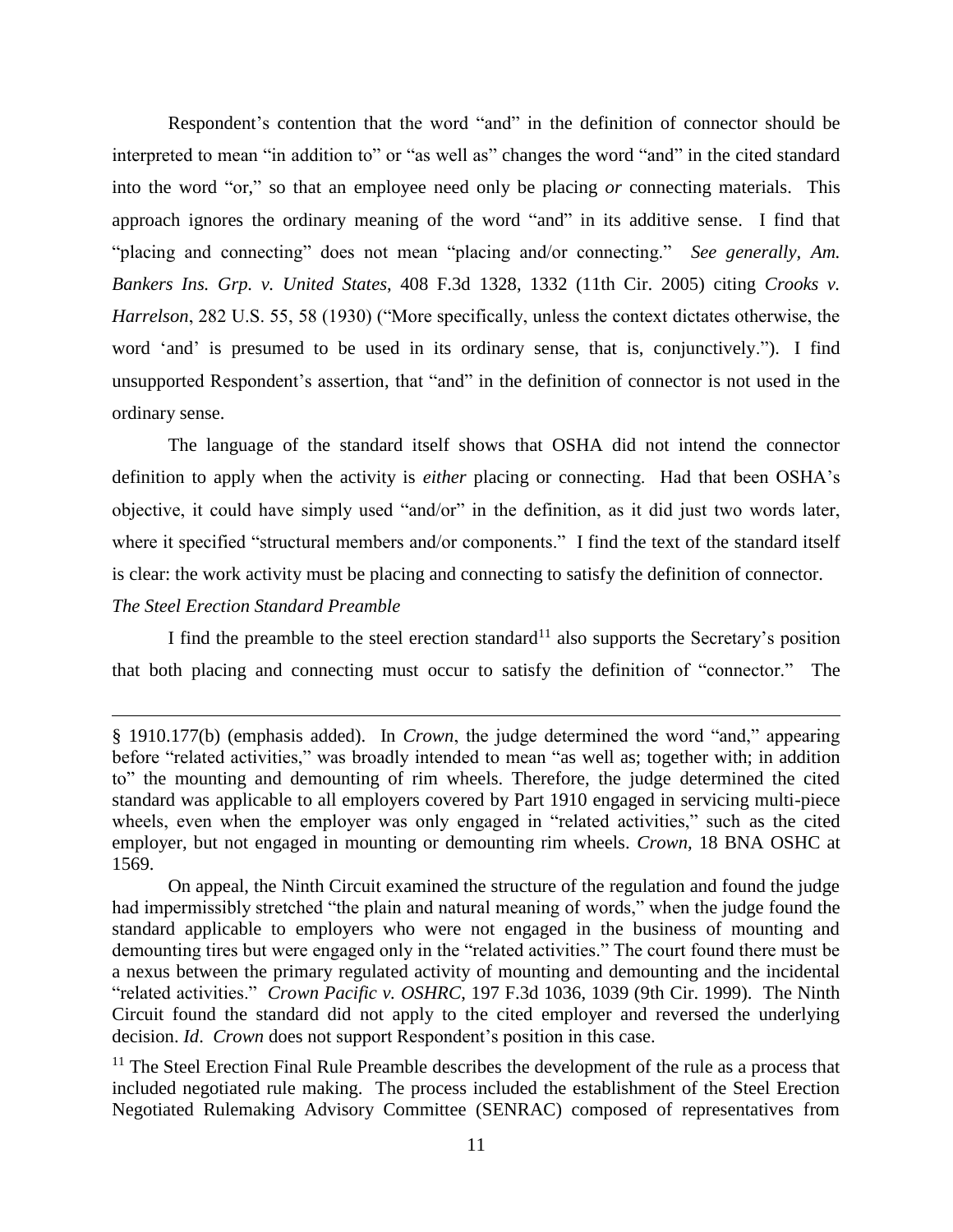Respondent's contention that the word "and" in the definition of connector should be interpreted to mean "in addition to" or "as well as" changes the word "and" in the cited standard into the word "or," so that an employee need only be placing *or* connecting materials. This approach ignores the ordinary meaning of the word "and" in its additive sense. I find that "placing and connecting" does not mean "placing and/or connecting." *See generally, Am. Bankers Ins. Grp. v. United States*, 408 F.3d 1328, 1332 (11th Cir. 2005) citing *Crooks v. Harrelson*, 282 U.S. 55, 58 (1930) ("More specifically, unless the context dictates otherwise, the word 'and' is presumed to be used in its ordinary sense, that is, conjunctively."). I find unsupported Respondent's assertion, that "and" in the definition of connector is not used in the ordinary sense.

The language of the standard itself shows that OSHA did not intend the connector definition to apply when the activity is *either* placing or connecting. Had that been OSHA's objective, it could have simply used "and/or" in the definition, as it did just two words later, where it specified "structural members and/or components." I find the text of the standard itself is clear: the work activity must be placing and connecting to satisfy the definition of connector.

*The Steel Erection Standard Preamble*

I find the preamble to the steel erection standard[11] also supports the Secretary's position that both placing and connecting must occur to satisfy the definition of "connector." The

---

§ 1910.177(b) (emphasis added). In *Crown*, the judge determined the word "and," appearing before "related activities," was broadly intended to mean "as well as; together with; in addition to" the mounting and demounting of rim wheels. Therefore, the judge determined the cited standard was applicable to all employers covered by Part 1910 engaged in servicing multi-piece wheels, even when the employer was only engaged in "related activities," such as the cited employer, but not engaged in mounting or demounting rim wheels. *Crown,* 18 BNA OSHC at 1569.

On appeal, the Ninth Circuit examined the structure of the regulation and found the judge had impermissibly stretched "the plain and natural meaning of words," when the judge found the standard applicable to employers who were not engaged in the business of mounting and demounting tires but were engaged only in the "related activities." The court found there must be a nexus between the primary regulated activity of mounting and demounting and the incidental "related activities." *Crown Pacific v. OSHRC*, 197 F.3d 1036, 1039 (9th Cir. 1999). The Ninth Circuit found the standard did not apply to the cited employer and reversed the underlying decision. *Id*. *Crown* does not support Respondent's position in this case.

[11] The Steel Erection Final Rule Preamble describes the development of the rule as a process that included negotiated rule making. The process included the establishment of the Steel Erection Negotiated Rulemaking Advisory Committee (SENRAC) composed of representatives from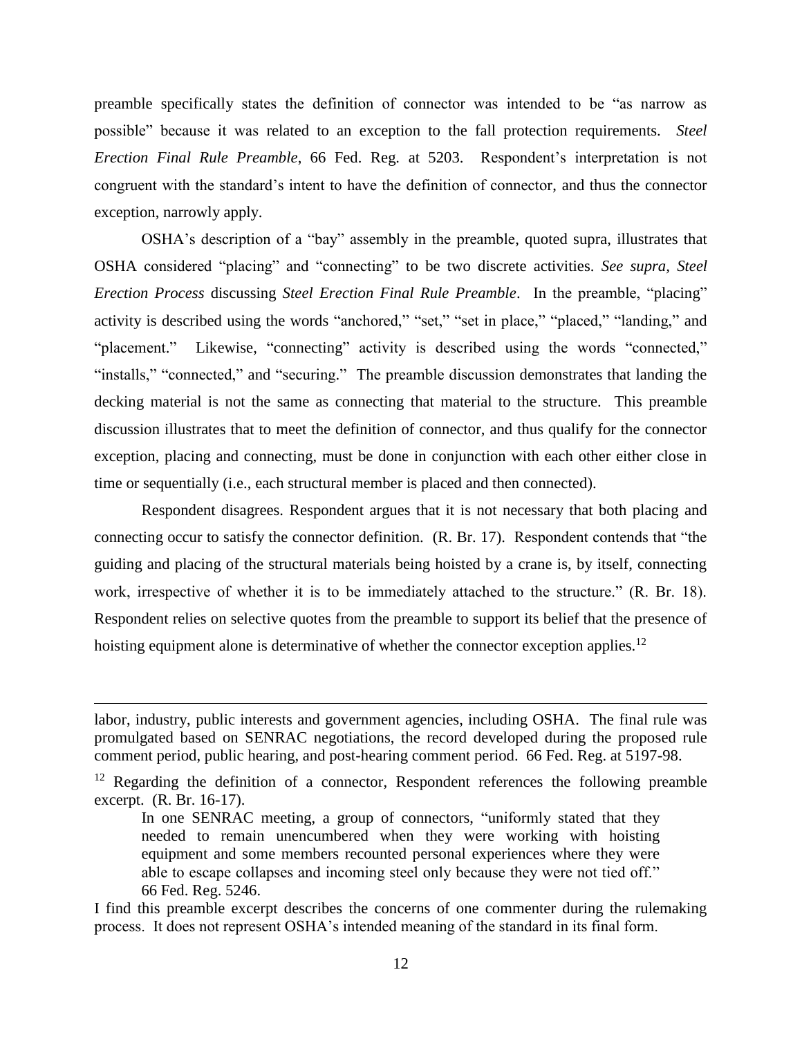preamble specifically states the definition of connector was intended to be "as narrow as possible" because it was related to an exception to the fall protection requirements. *Steel Erection Final Rule Preamble*, 66 Fed. Reg. at 5203. Respondent's interpretation is not congruent with the standard's intent to have the definition of connector, and thus the connector exception, narrowly apply.

OSHA's description of a "bay" assembly in the preamble, quoted supra, illustrates that OSHA considered "placing" and "connecting" to be two discrete activities. *See supra, Steel Erection Process* discussing *Steel Erection Final Rule Preamble*. In the preamble, "placing" activity is described using the words "anchored," "set," "set in place," "placed," "landing," and "placement." Likewise, "connecting" activity is described using the words "connected," "installs," "connected," and "securing." The preamble discussion demonstrates that landing the decking material is not the same as connecting that material to the structure. This preamble discussion illustrates that to meet the definition of connector, and thus qualify for the connector exception, placing and connecting, must be done in conjunction with each other either close in time or sequentially (i.e., each structural member is placed and then connected).

Respondent disagrees. Respondent argues that it is not necessary that both placing and connecting occur to satisfy the connector definition. (R. Br. 17). Respondent contends that "the guiding and placing of the structural materials being hoisted by a crane is, by itself, connecting work, irrespective of whether it is to be immediately attached to the structure." (R. Br. 18). Respondent relies on selective quotes from the preamble to support its belief that the presence of hoisting equipment alone is determinative of whether the connector exception applies.[12]

---

labor, industry, public interests and government agencies, including OSHA. The final rule was promulgated based on SENRAC negotiations, the record developed during the proposed rule comment period, public hearing, and post-hearing comment period. 66 Fed. Reg. at 5197-98.

[12] Regarding the definition of a connector, Respondent references the following preamble excerpt. (R. Br. 16-17).

> In one SENRAC meeting, a group of connectors, "uniformly stated that they needed to remain unencumbered when they were working with hoisting equipment and some members recounted personal experiences where they were able to escape collapses and incoming steel only because they were not tied off." 66 Fed. Reg. 5246.

I find this preamble excerpt describes the concerns of one commenter during the rulemaking process. It does not represent OSHA's intended meaning of the standard in its final form.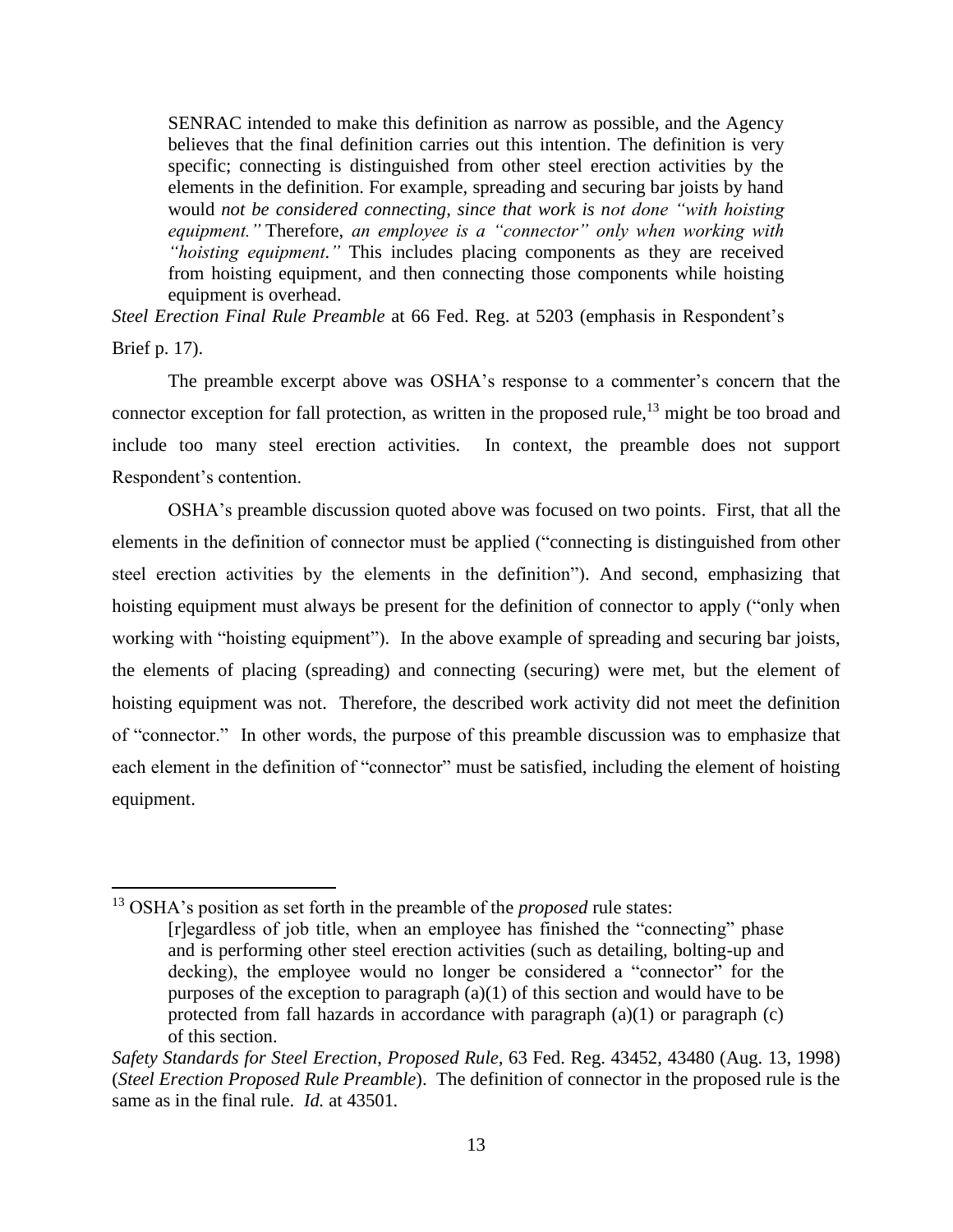> SENRAC intended to make this definition as narrow as possible, and the Agency believes that the final definition carries out this intention. The definition is very specific; connecting is distinguished from other steel erection activities by the elements in the definition. For example, spreading and securing bar joists by hand would *not be considered connecting, since that work is not done "with hoisting equipment."* Therefore, *an employee is a "connector" only when working with "hoisting equipment."* This includes placing components as they are received from hoisting equipment, and then connecting those components while hoisting equipment is overhead.

*Steel Erection Final Rule Preamble* at 66 Fed. Reg. at 5203 (emphasis in Respondent's Brief p. 17).

The preamble excerpt above was OSHA's response to a commenter's concern that the connector exception for fall protection, as written in the proposed rule,[13] might be too broad and include too many steel erection activities. In context, the preamble does not support Respondent's contention.

OSHA's preamble discussion quoted above was focused on two points. First, that all the elements in the definition of connector must be applied ("connecting is distinguished from other steel erection activities by the elements in the definition"). And second, emphasizing that hoisting equipment must always be present for the definition of connector to apply ("only when working with "hoisting equipment"). In the above example of spreading and securing bar joists, the elements of placing (spreading) and connecting (securing) were met, but the element of hoisting equipment was not. Therefore, the described work activity did not meet the definition of "connector." In other words, the purpose of this preamble discussion was to emphasize that each element in the definition of "connector" must be satisfied, including the element of hoisting equipment.

---

[13] OSHA's position as set forth in the preamble of the *proposed* rule states:

> [r]egardless of job title, when an employee has finished the "connecting" phase and is performing other steel erection activities (such as detailing, bolting-up and decking), the employee would no longer be considered a "connector" for the purposes of the exception to paragraph (a)(1) of this section and would have to be protected from fall hazards in accordance with paragraph (a)(1) or paragraph (c) of this section.

*Safety Standards for Steel Erection, Proposed Rule,* 63 Fed. Reg. 43452, 43480 (Aug. 13, 1998) (*Steel Erection Proposed Rule Preamble*). The definition of connector in the proposed rule is the same as in the final rule. *Id.* at 43501.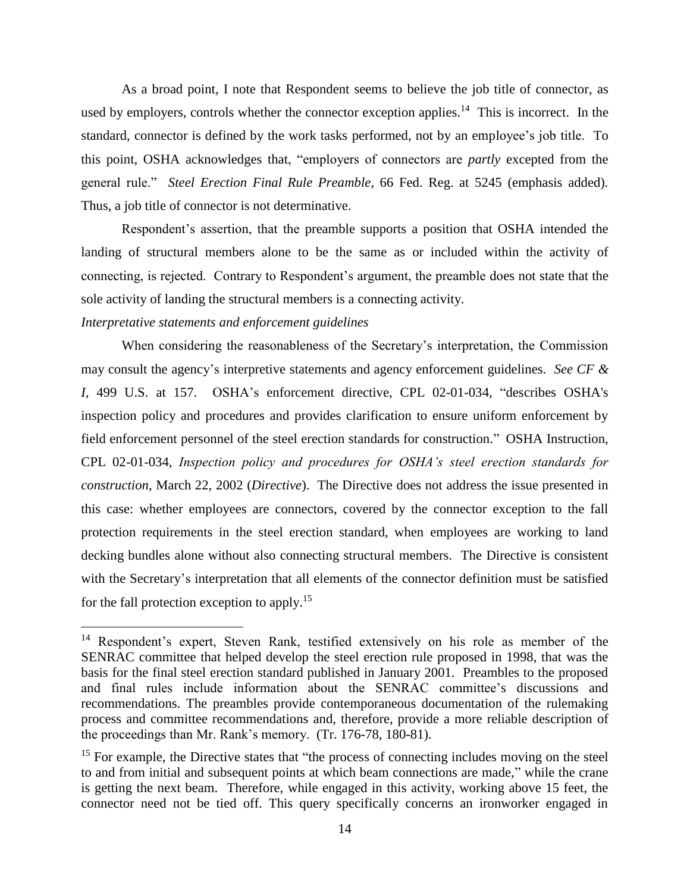As a broad point, I note that Respondent seems to believe the job title of connector, as used by employers, controls whether the connector exception applies.[14] This is incorrect. In the standard, connector is defined by the work tasks performed, not by an employee's job title. To this point, OSHA acknowledges that, "employers of connectors are *partly* excepted from the general rule." *Steel Erection Final Rule Preamble*, 66 Fed. Reg. at 5245 (emphasis added). Thus, a job title of connector is not determinative.

Respondent's assertion, that the preamble supports a position that OSHA intended the landing of structural members alone to be the same as or included within the activity of connecting, is rejected. Contrary to Respondent's argument, the preamble does not state that the sole activity of landing the structural members is a connecting activity.

*Interpretative statements and enforcement guidelines*

When considering the reasonableness of the Secretary's interpretation, the Commission may consult the agency's interpretive statements and agency enforcement guidelines. *See CF & I*, 499 U.S. at 157. OSHA's enforcement directive, CPL 02-01-034, "describes OSHA's inspection policy and procedures and provides clarification to ensure uniform enforcement by field enforcement personnel of the steel erection standards for construction." OSHA Instruction, CPL 02-01-034, *Inspection policy and procedures for OSHA's steel erection standards for construction*, March 22, 2002 (*Directive*). The Directive does not address the issue presented in this case: whether employees are connectors, covered by the connector exception to the fall protection requirements in the steel erection standard, when employees are working to land decking bundles alone without also connecting structural members. The Directive is consistent with the Secretary's interpretation that all elements of the connector definition must be satisfied for the fall protection exception to apply.[15]

---

[14] Respondent's expert, Steven Rank, testified extensively on his role as member of the SENRAC committee that helped develop the steel erection rule proposed in 1998, that was the basis for the final steel erection standard published in January 2001. Preambles to the proposed and final rules include information about the SENRAC committee's discussions and recommendations. The preambles provide contemporaneous documentation of the rulemaking process and committee recommendations and, therefore, provide a more reliable description of the proceedings than Mr. Rank's memory. (Tr. 176-78, 180-81).

[15] For example, the Directive states that "the process of connecting includes moving on the steel to and from initial and subsequent points at which beam connections are made," while the crane is getting the next beam. Therefore, while engaged in this activity, working above 15 feet, the connector need not be tied off. This query specifically concerns an ironworker engaged in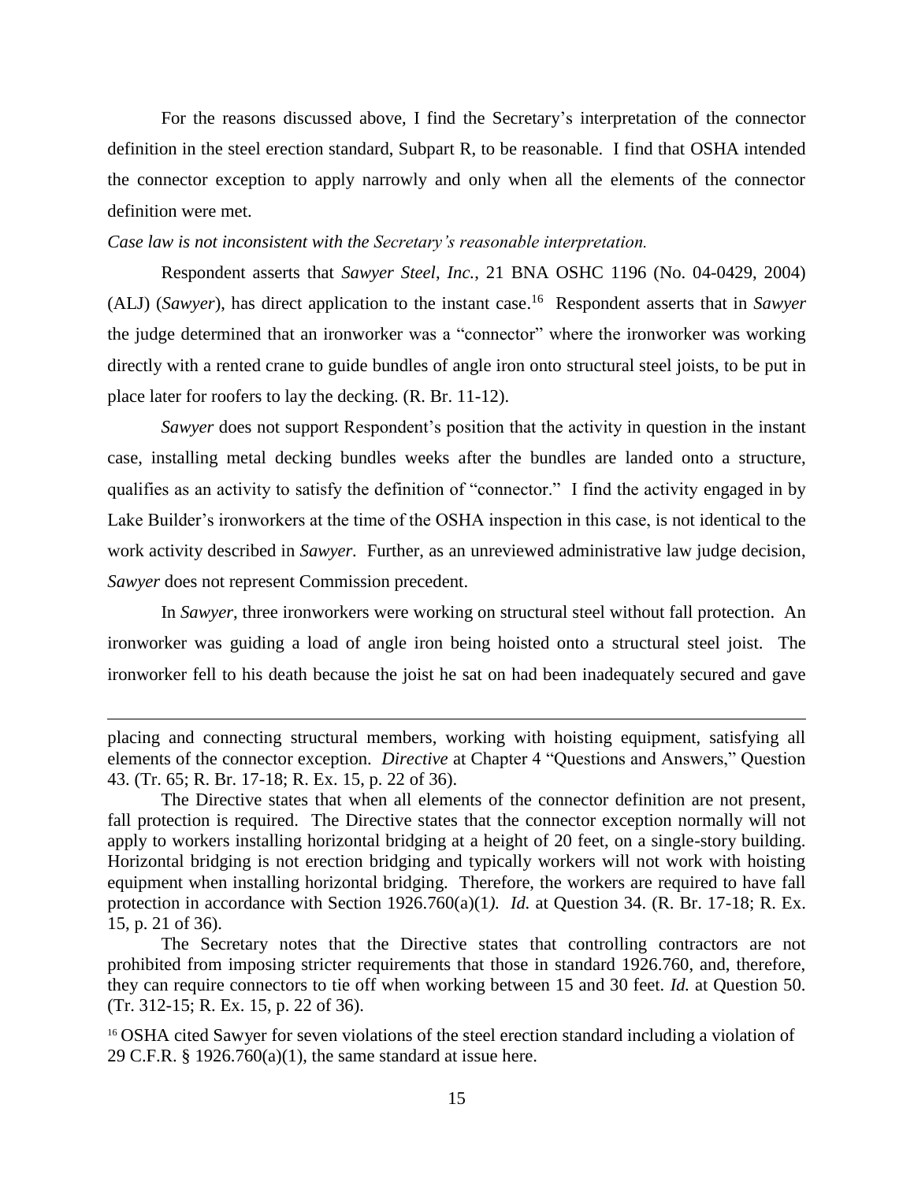For the reasons discussed above, I find the Secretary's interpretation of the connector definition in the steel erection standard, Subpart R, to be reasonable. I find that OSHA intended the connector exception to apply narrowly and only when all the elements of the connector definition were met.

*Case law is not inconsistent with the Secretary's reasonable interpretation.*

Respondent asserts that *Sawyer Steel, Inc.*, 21 BNA OSHC 1196 (No. 04-0429, 2004) (ALJ) (*Sawyer*), has direct application to the instant case.[16] Respondent asserts that in *Sawyer* the judge determined that an ironworker was a "connector" where the ironworker was working directly with a rented crane to guide bundles of angle iron onto structural steel joists, to be put in place later for roofers to lay the decking. (R. Br. 11-12).

*Sawyer* does not support Respondent's position that the activity in question in the instant case, installing metal decking bundles weeks after the bundles are landed onto a structure, qualifies as an activity to satisfy the definition of "connector." I find the activity engaged in by Lake Builder's ironworkers at the time of the OSHA inspection in this case, is not identical to the work activity described in *Sawyer*. Further, as an unreviewed administrative law judge decision, *Sawyer* does not represent Commission precedent.

In *Sawyer*, three ironworkers were working on structural steel without fall protection. An ironworker was guiding a load of angle iron being hoisted onto a structural steel joist. The ironworker fell to his death because the joist he sat on had been inadequately secured and gave

---

placing and connecting structural members, working with hoisting equipment, satisfying all elements of the connector exception. *Directive* at Chapter 4 "Questions and Answers," Question 43. (Tr. 65; R. Br. 17-18; R. Ex. 15, p. 22 of 36).

The Directive states that when all elements of the connector definition are not present, fall protection is required. The Directive states that the connector exception normally will not apply to workers installing horizontal bridging at a height of 20 feet, on a single-story building. Horizontal bridging is not erection bridging and typically workers will not work with hoisting equipment when installing horizontal bridging. Therefore, the workers are required to have fall protection in accordance with Section 1926.760(a)(1*)*. *Id.* at Question 34. (R. Br. 17-18; R. Ex. 15, p. 21 of 36).

The Secretary notes that the Directive states that controlling contractors are not prohibited from imposing stricter requirements that those in standard 1926.760, and, therefore, they can require connectors to tie off when working between 15 and 30 feet. *Id.* at Question 50. (Tr. 312-15; R. Ex. 15, p. 22 of 36).

[16] OSHA cited Sawyer for seven violations of the steel erection standard including a violation of 29 C.F.R. § 1926.760(a)(1), the same standard at issue here.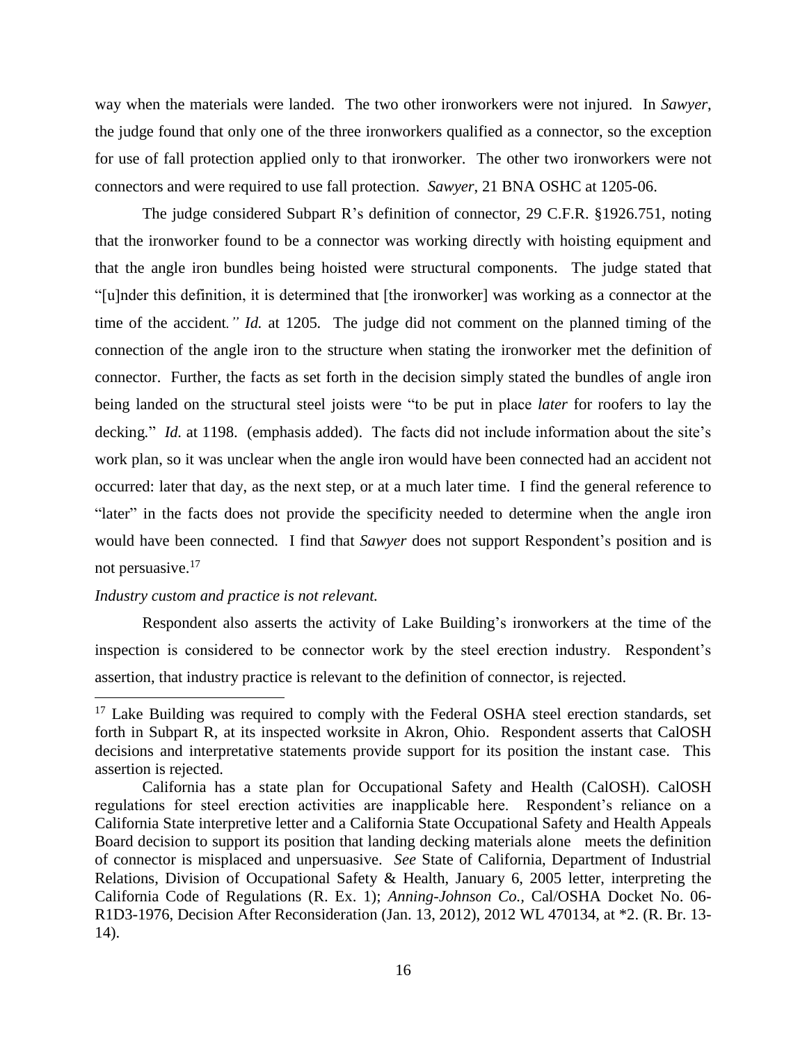way when the materials were landed. The two other ironworkers were not injured. In *Sawyer*, the judge found that only one of the three ironworkers qualified as a connector, so the exception for use of fall protection applied only to that ironworker. The other two ironworkers were not connectors and were required to use fall protection. *Sawyer*, 21 BNA OSHC at 1205-06.

The judge considered Subpart R's definition of connector, 29 C.F.R. §1926.751, noting that the ironworker found to be a connector was working directly with hoisting equipment and that the angle iron bundles being hoisted were structural components. The judge stated that "[u]nder this definition, it is determined that [the ironworker] was working as a connector at the time of the accident*." Id.* at 1205*.* The judge did not comment on the planned timing of the connection of the angle iron to the structure when stating the ironworker met the definition of connector. Further, the facts as set forth in the decision simply stated the bundles of angle iron being landed on the structural steel joists were "to be put in place *later* for roofers to lay the decking*.*" *Id.* at 1198. (emphasis added). The facts did not include information about the site's work plan, so it was unclear when the angle iron would have been connected had an accident not occurred: later that day, as the next step, or at a much later time. I find the general reference to "later" in the facts does not provide the specificity needed to determine when the angle iron would have been connected. I find that *Sawyer* does not support Respondent's position and is not persuasive.[17]

*Industry custom and practice is not relevant.*

Respondent also asserts the activity of Lake Building's ironworkers at the time of the inspection is considered to be connector work by the steel erection industry. Respondent's assertion, that industry practice is relevant to the definition of connector, is rejected.

---

[17] Lake Building was required to comply with the Federal OSHA steel erection standards, set forth in Subpart R, at its inspected worksite in Akron, Ohio. Respondent asserts that CalOSH decisions and interpretative statements provide support for its position the instant case. This assertion is rejected.

California has a state plan for Occupational Safety and Health (CalOSH). CalOSH regulations for steel erection activities are inapplicable here. Respondent's reliance on a California State interpretive letter and a California State Occupational Safety and Health Appeals Board decision to support its position that landing decking materials alone meets the definition of connector is misplaced and unpersuasive. *See* State of California, Department of Industrial Relations, Division of Occupational Safety & Health, January 6, 2005 letter, interpreting the California Code of Regulations (R. Ex. 1); *Anning-Johnson Co.,* Cal/OSHA Docket No. 06-R1D3-1976, Decision After Reconsideration (Jan. 13, 2012), 2012 WL 470134, at *2. (R. Br. 13-14).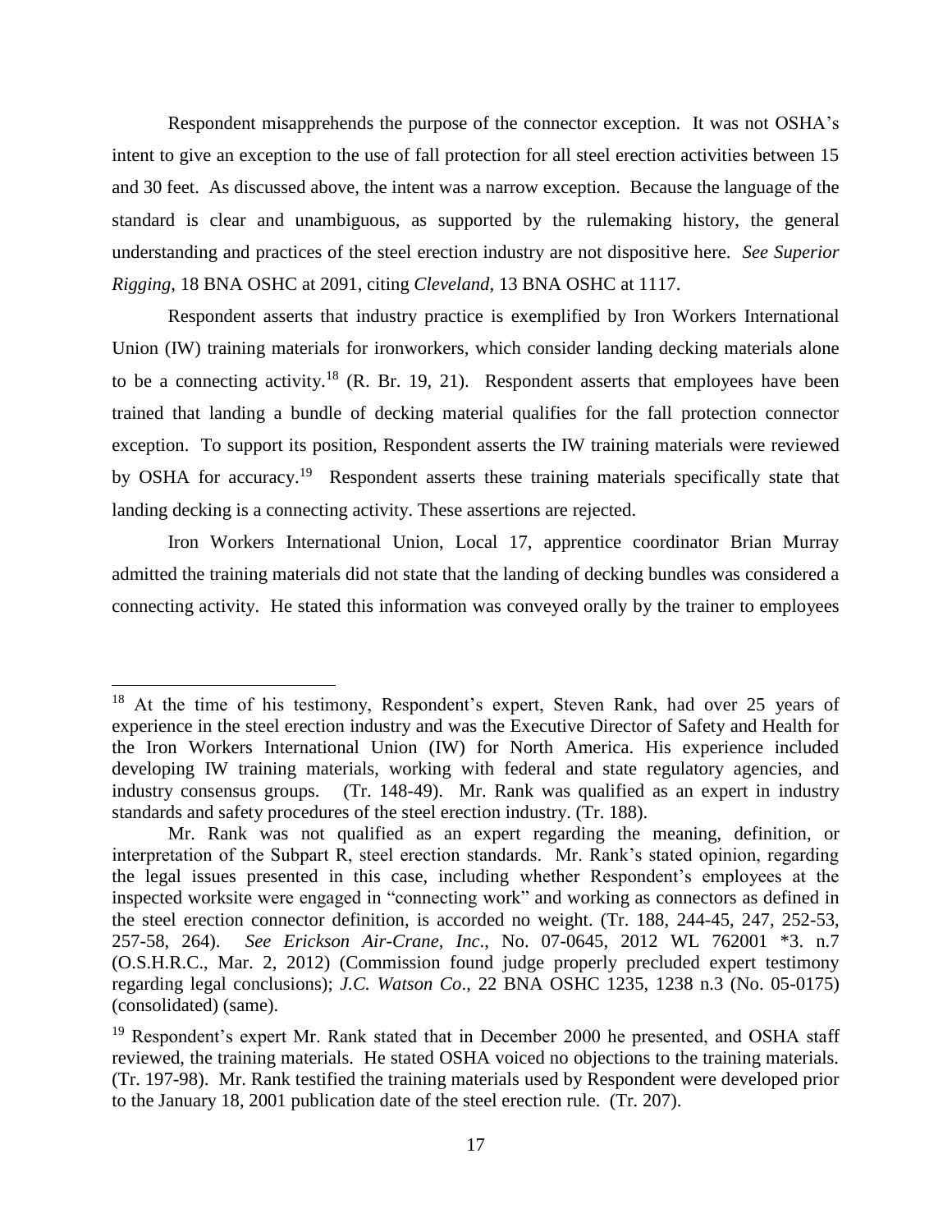Respondent misapprehends the purpose of the connector exception. It was not OSHA's intent to give an exception to the use of fall protection for all steel erection activities between 15 and 30 feet. As discussed above, the intent was a narrow exception. Because the language of the standard is clear and unambiguous, as supported by the rulemaking history, the general understanding and practices of the steel erection industry are not dispositive here. *See Superior Rigging*, 18 BNA OSHC at 2091, citing *Cleveland*, 13 BNA OSHC at 1117.

Respondent asserts that industry practice is exemplified by Iron Workers International Union (IW) training materials for ironworkers, which consider landing decking materials alone to be a connecting activity.[18] (R. Br. 19, 21). Respondent asserts that employees have been trained that landing a bundle of decking material qualifies for the fall protection connector exception. To support its position, Respondent asserts the IW training materials were reviewed by OSHA for accuracy.[19] Respondent asserts these training materials specifically state that landing decking is a connecting activity. These assertions are rejected.

Iron Workers International Union, Local 17, apprentice coordinator Brian Murray admitted the training materials did not state that the landing of decking bundles was considered a connecting activity. He stated this information was conveyed orally by the trainer to employees

---

[18] At the time of his testimony, Respondent's expert, Steven Rank, had over 25 years of experience in the steel erection industry and was the Executive Director of Safety and Health for the Iron Workers International Union (IW) for North America. His experience included developing IW training materials, working with federal and state regulatory agencies, and industry consensus groups. (Tr. 148-49). Mr. Rank was qualified as an expert in industry standards and safety procedures of the steel erection industry. (Tr. 188).

Mr. Rank was not qualified as an expert regarding the meaning, definition, or interpretation of the Subpart R, steel erection standards. Mr. Rank's stated opinion, regarding the legal issues presented in this case, including whether Respondent's employees at the inspected worksite were engaged in "connecting work" and working as connectors as defined in the steel erection connector definition, is accorded no weight. (Tr. 188, 244-45, 247, 252-53, 257-58, 264). *See Erickson Air-Crane, Inc*., No. 07-0645, 2012 WL 762001 *3. n.7 (O.S.H.R.C., Mar. 2, 2012) (Commission found judge properly precluded expert testimony regarding legal conclusions); *J.C. Watson Co*., 22 BNA OSHC 1235, 1238 n.3 (No. 05-0175) (consolidated) (same).

[19] Respondent's expert Mr. Rank stated that in December 2000 he presented, and OSHA staff reviewed, the training materials. He stated OSHA voiced no objections to the training materials. (Tr. 197-98). Mr. Rank testified the training materials used by Respondent were developed prior to the January 18, 2001 publication date of the steel erection rule. (Tr. 207).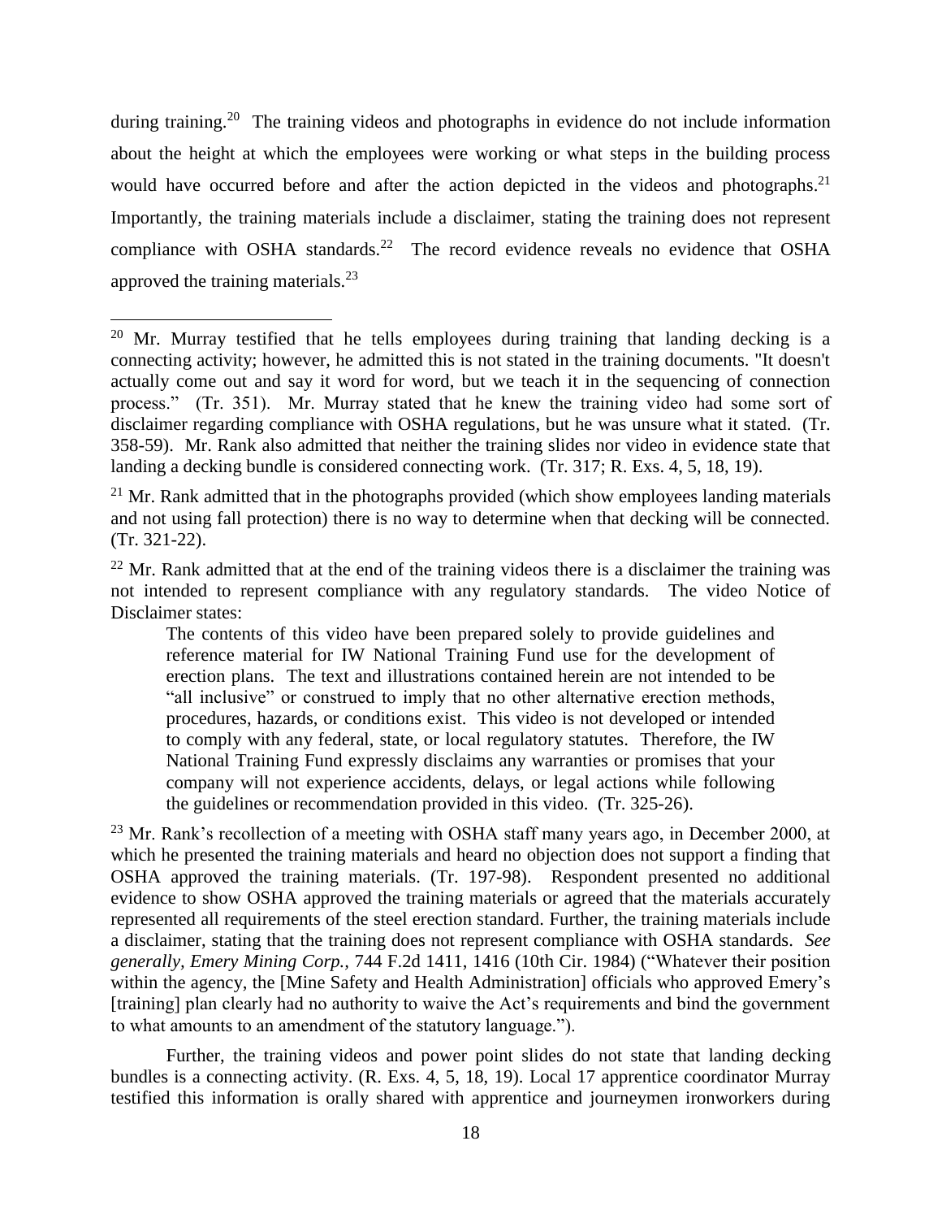during training.[20] The training videos and photographs in evidence do not include information about the height at which the employees were working or what steps in the building process would have occurred before and after the action depicted in the videos and photographs.[21] Importantly, the training materials include a disclaimer, stating the training does not represent compliance with OSHA standards.[22] The record evidence reveals no evidence that OSHA approved the training materials.[23]

Further, the training videos and power point slides do not state that landing decking bundles is a connecting activity. (R. Exs. 4, 5, 18, 19). Local 17 apprentice coordinator Murray testified this information is orally shared with apprentice and journeymen ironworkers during

---

[20] Mr. Murray testified that he tells employees during training that landing decking is a connecting activity; however, he admitted this is not stated in the training documents. "It doesn't actually come out and say it word for word, but we teach it in the sequencing of connection process." (Tr. 351). Mr. Murray stated that he knew the training video had some sort of disclaimer regarding compliance with OSHA regulations, but he was unsure what it stated. (Tr. 358-59). Mr. Rank also admitted that neither the training slides nor video in evidence state that landing a decking bundle is considered connecting work. (Tr. 317; R. Exs. 4, 5, 18, 19).

[21] Mr. Rank admitted that in the photographs provided (which show employees landing materials and not using fall protection) there is no way to determine when that decking will be connected. (Tr. 321-22).

[22] Mr. Rank admitted that at the end of the training videos there is a disclaimer the training was not intended to represent compliance with any regulatory standards. The video Notice of Disclaimer states:

> The contents of this video have been prepared solely to provide guidelines and reference material for IW National Training Fund use for the development of erection plans. The text and illustrations contained herein are not intended to be "all inclusive" or construed to imply that no other alternative erection methods, procedures, hazards, or conditions exist. This video is not developed or intended to comply with any federal, state, or local regulatory statutes. Therefore, the IW National Training Fund expressly disclaims any warranties or promises that your company will not experience accidents, delays, or legal actions while following the guidelines or recommendation provided in this video. (Tr. 325-26).

[23] Mr. Rank's recollection of a meeting with OSHA staff many years ago, in December 2000, at which he presented the training materials and heard no objection does not support a finding that OSHA approved the training materials. (Tr. 197-98). Respondent presented no additional evidence to show OSHA approved the training materials or agreed that the materials accurately represented all requirements of the steel erection standard. Further, the training materials include a disclaimer, stating that the training does not represent compliance with OSHA standards. *See generally, Emery Mining Corp.,* 744 F.2d 1411, 1416 (10th Cir. 1984) ("Whatever their position within the agency, the [Mine Safety and Health Administration] officials who approved Emery's [training] plan clearly had no authority to waive the Act's requirements and bind the government to what amounts to an amendment of the statutory language.").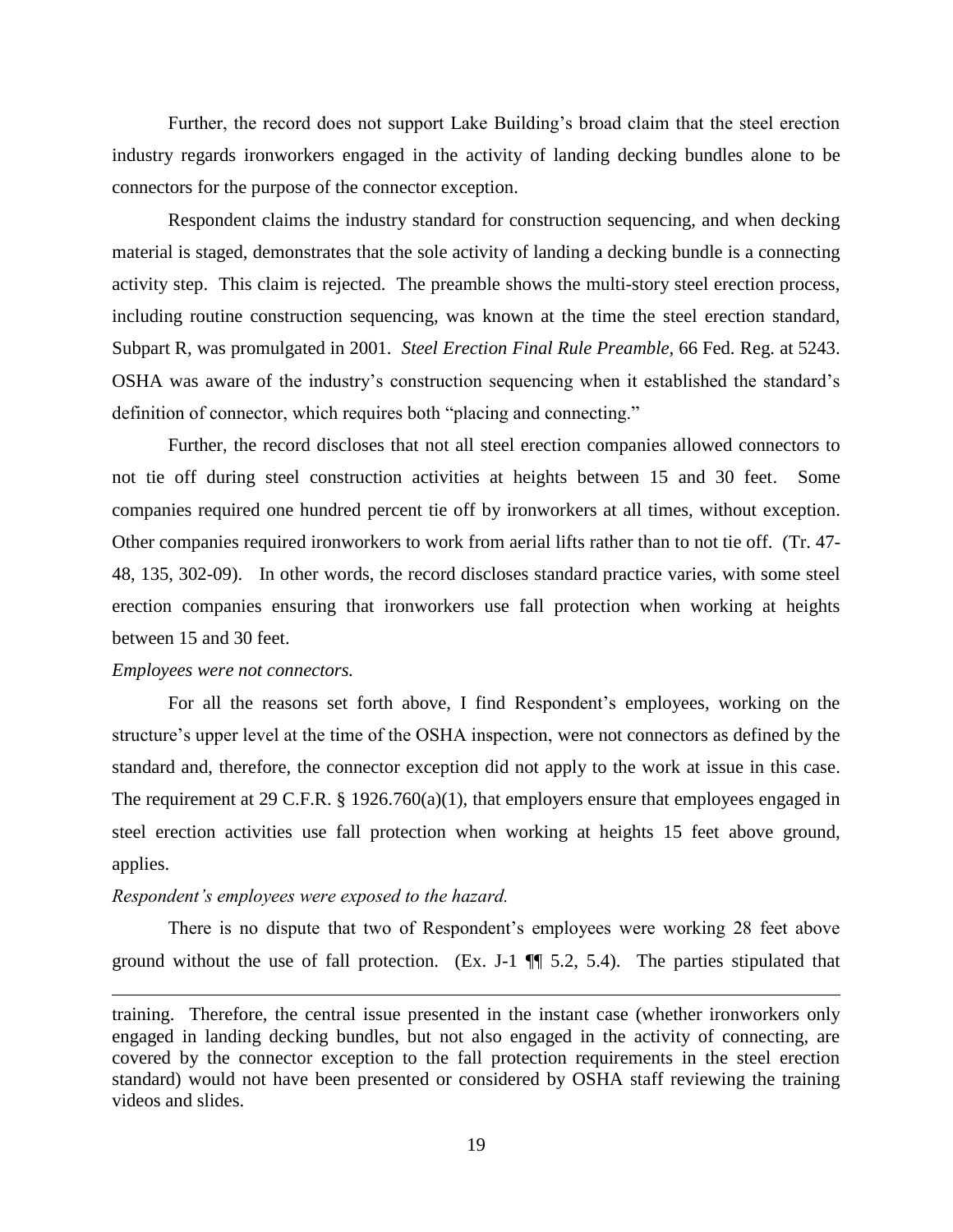Further, the record does not support Lake Building's broad claim that the steel erection industry regards ironworkers engaged in the activity of landing decking bundles alone to be connectors for the purpose of the connector exception.

Respondent claims the industry standard for construction sequencing, and when decking material is staged, demonstrates that the sole activity of landing a decking bundle is a connecting activity step. This claim is rejected. The preamble shows the multi-story steel erection process, including routine construction sequencing, was known at the time the steel erection standard, Subpart R, was promulgated in 2001. *Steel Erection Final Rule Preamble*, 66 Fed. Reg. at 5243. OSHA was aware of the industry's construction sequencing when it established the standard's definition of connector, which requires both "placing and connecting."

Further, the record discloses that not all steel erection companies allowed connectors to not tie off during steel construction activities at heights between 15 and 30 feet. Some companies required one hundred percent tie off by ironworkers at all times, without exception. Other companies required ironworkers to work from aerial lifts rather than to not tie off. (Tr. 47-48, 135, 302-09). In other words, the record discloses standard practice varies, with some steel erection companies ensuring that ironworkers use fall protection when working at heights between 15 and 30 feet.

*Employees were not connectors.*

For all the reasons set forth above, I find Respondent's employees, working on the structure's upper level at the time of the OSHA inspection, were not connectors as defined by the standard and, therefore, the connector exception did not apply to the work at issue in this case. The requirement at 29 C.F.R. § 1926.760(a)(1), that employers ensure that employees engaged in steel erection activities use fall protection when working at heights 15 feet above ground, applies.

*Respondent's employees were exposed to the hazard.*

There is no dispute that two of Respondent's employees were working 28 feet above ground without the use of fall protection. (Ex. J-1 ¶¶ 5.2, 5.4). The parties stipulated that

---

training. Therefore, the central issue presented in the instant case (whether ironworkers only engaged in landing decking bundles, but not also engaged in the activity of connecting, are covered by the connector exception to the fall protection requirements in the steel erection standard) would not have been presented or considered by OSHA staff reviewing the training videos and slides.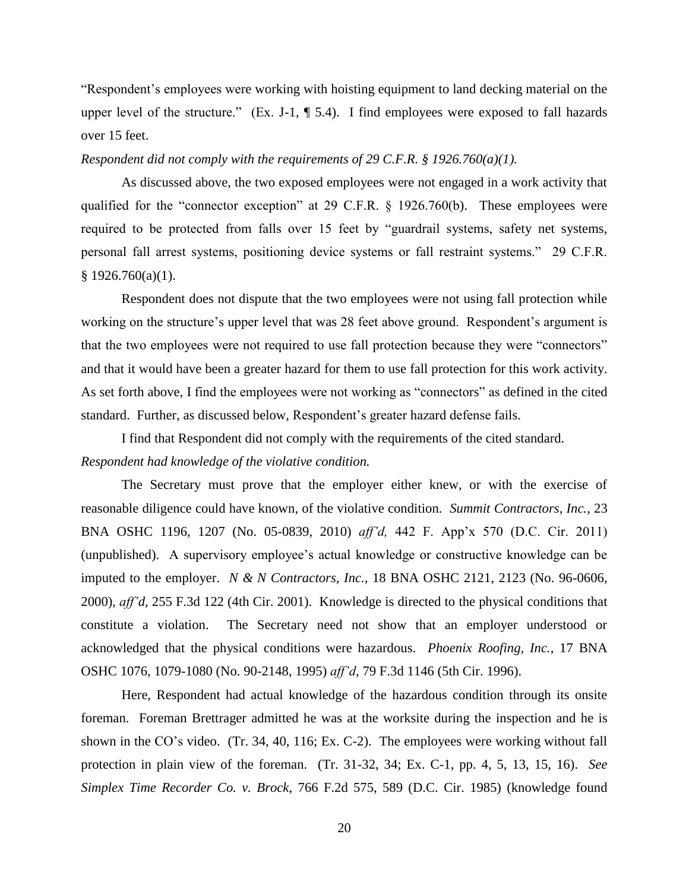"Respondent's employees were working with hoisting equipment to land decking material on the upper level of the structure." (Ex. J-1, ¶ 5.4). I find employees were exposed to fall hazards over 15 feet.

*Respondent did not comply with the requirements of 29 C.F.R. § 1926.760(a)(1).*

As discussed above, the two exposed employees were not engaged in a work activity that qualified for the "connector exception" at 29 C.F.R. § 1926.760(b). These employees were required to be protected from falls over 15 feet by "guardrail systems, safety net systems, personal fall arrest systems, positioning device systems or fall restraint systems." 29 C.F.R. § 1926.760(a)(1).

Respondent does not dispute that the two employees were not using fall protection while working on the structure's upper level that was 28 feet above ground. Respondent's argument is that the two employees were not required to use fall protection because they were "connectors" and that it would have been a greater hazard for them to use fall protection for this work activity. As set forth above, I find the employees were not working as "connectors" as defined in the cited standard. Further, as discussed below, Respondent's greater hazard defense fails.

I find that Respondent did not comply with the requirements of the cited standard.

*Respondent had knowledge of the violative condition.*

The Secretary must prove that the employer either knew, or with the exercise of reasonable diligence could have known, of the violative condition. *Summit Contractors, Inc.*, 23 BNA OSHC 1196, 1207 (No. 05-0839, 2010) *aff'd,* 442 F. App'x 570 (D.C. Cir. 2011) (unpublished). A supervisory employee's actual knowledge or constructive knowledge can be imputed to the employer. *N & N Contractors, Inc.*, 18 BNA OSHC 2121, 2123 (No. 96-0606, 2000), *aff'd,* 255 F.3d 122 (4th Cir. 2001). Knowledge is directed to the physical conditions that constitute a violation. The Secretary need not show that an employer understood or acknowledged that the physical conditions were hazardous. *Phoenix Roofing, Inc.*, 17 BNA OSHC 1076, 1079-1080 (No. 90-2148, 1995) *aff'd,* 79 F.3d 1146 (5th Cir. 1996).

Here, Respondent had actual knowledge of the hazardous condition through its onsite foreman. Foreman Brettrager admitted he was at the worksite during the inspection and he is shown in the CO's video. (Tr. 34, 40, 116; Ex. C-2). The employees were working without fall protection in plain view of the foreman. (Tr. 31-32, 34; Ex. C-1, pp. 4, 5, 13, 15, 16). *See Simplex Time Recorder Co. v. Brock*, 766 F.2d 575, 589 (D.C. Cir. 1985) (knowledge found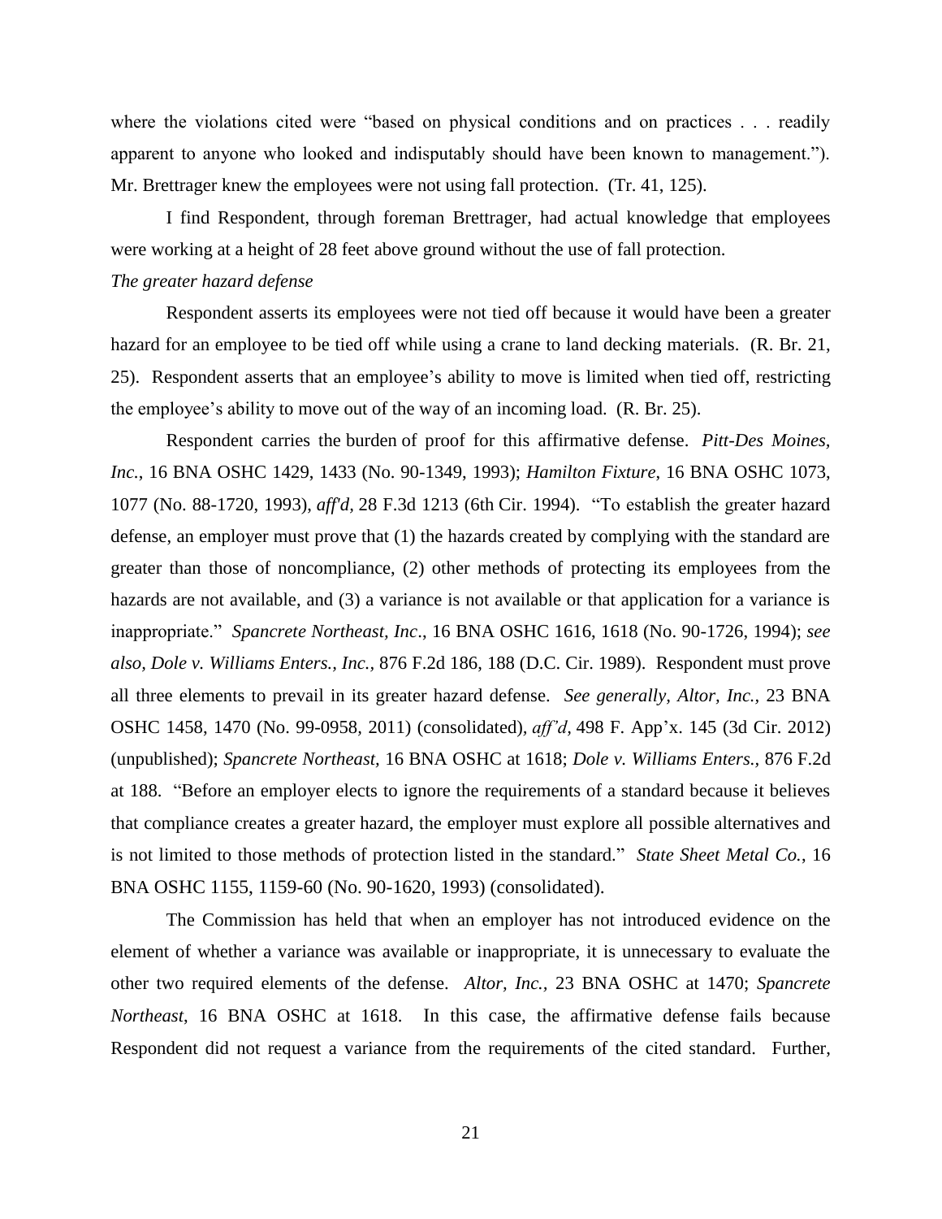where the violations cited were "based on physical conditions and on practices . . . readily apparent to anyone who looked and indisputably should have been known to management."). Mr. Brettrager knew the employees were not using fall protection. (Tr. 41, 125).

I find Respondent, through foreman Brettrager, had actual knowledge that employees were working at a height of 28 feet above ground without the use of fall protection.

*The greater hazard defense*

Respondent asserts its employees were not tied off because it would have been a greater hazard for an employee to be tied off while using a crane to land decking materials. (R. Br. 21, 25). Respondent asserts that an employee's ability to move is limited when tied off, restricting the employee's ability to move out of the way of an incoming load. (R. Br. 25).

Respondent carries the burden of proof for this affirmative defense. *Pitt-Des Moines, Inc.*, 16 BNA OSHC 1429, 1433 (No. 90-1349, 1993); *Hamilton Fixture*, 16 BNA OSHC 1073, 1077 (No. 88-1720, 1993), *aff'd*, 28 F.3d 1213 (6th Cir. 1994). "To establish the greater hazard defense, an employer must prove that (1) the hazards created by complying with the standard are greater than those of noncompliance, (2) other methods of protecting its employees from the hazards are not available, and (3) a variance is not available or that application for a variance is inappropriate." *Spancrete Northeast, Inc*., 16 BNA OSHC 1616, 1618 (No. 90-1726, 1994); *see also, Dole v. Williams Enters., Inc.*, 876 F.2d 186, 188 (D.C. Cir. 1989). Respondent must prove all three elements to prevail in its greater hazard defense. *See generally, Altor, Inc.*, 23 BNA OSHC 1458, 1470 (No. 99-0958, 2011) (consolidated), *aff'd*, 498 F. App'x. 145 (3d Cir. 2012) (unpublished); *Spancrete Northeast*, 16 BNA OSHC at 1618; *Dole v. Williams Enters.*, 876 F.2d at 188. "Before an employer elects to ignore the requirements of a standard because it believes that compliance creates a greater hazard, the employer must explore all possible alternatives and is not limited to those methods of protection listed in the standard." *State Sheet Metal Co.*, 16 BNA OSHC 1155, 1159-60 (No. 90-1620, 1993) (consolidated).

The Commission has held that when an employer has not introduced evidence on the element of whether a variance was available or inappropriate, it is unnecessary to evaluate the other two required elements of the defense. *Altor, Inc.*, 23 BNA OSHC at 1470; *Spancrete Northeast*, 16 BNA OSHC at 1618. In this case, the affirmative defense fails because Respondent did not request a variance from the requirements of the cited standard. Further,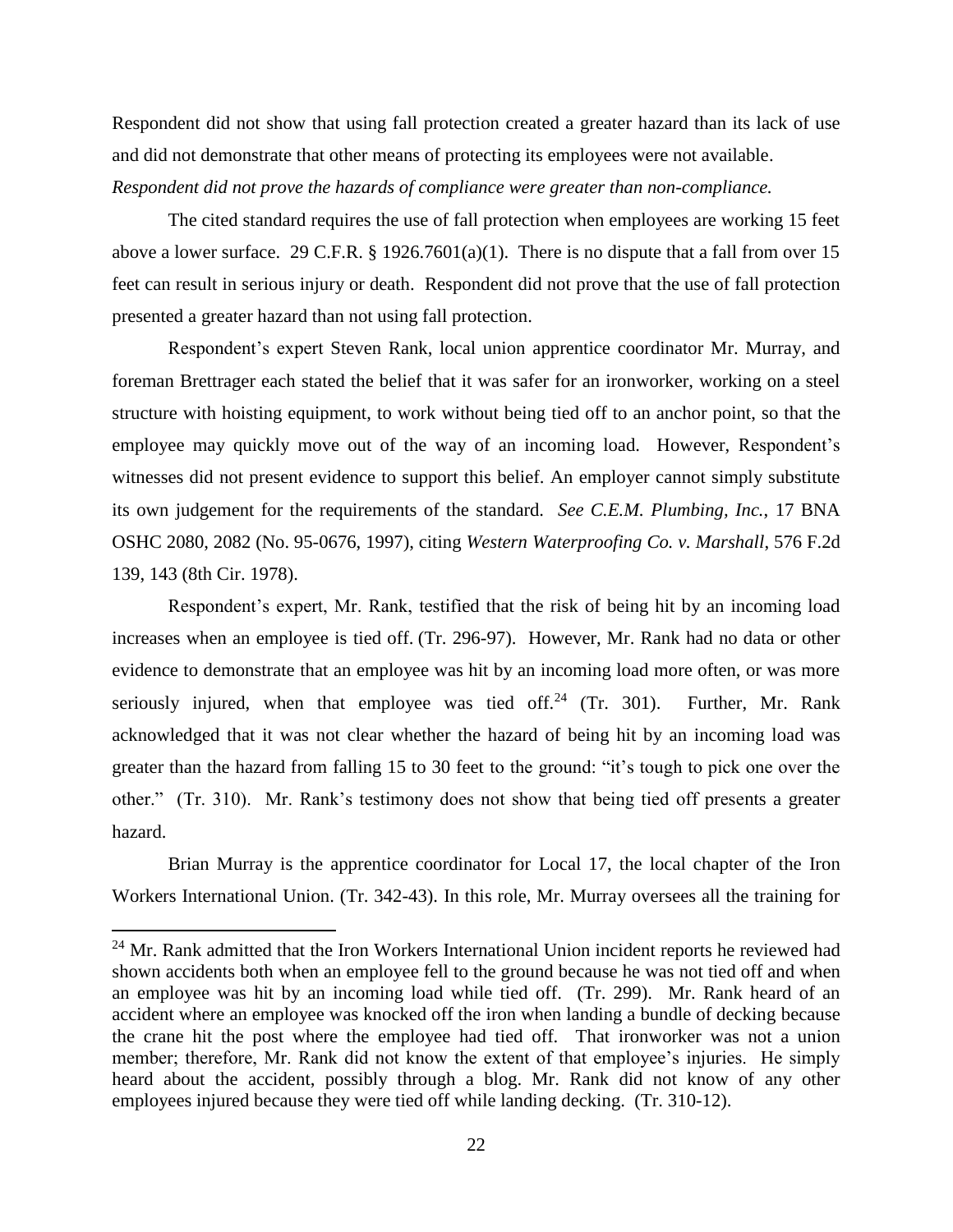Respondent did not show that using fall protection created a greater hazard than its lack of use and did not demonstrate that other means of protecting its employees were not available.

*Respondent did not prove the hazards of compliance were greater than non-compliance.*

The cited standard requires the use of fall protection when employees are working 15 feet above a lower surface. 29 C.F.R. § 1926.7601(a)(1). There is no dispute that a fall from over 15 feet can result in serious injury or death. Respondent did not prove that the use of fall protection presented a greater hazard than not using fall protection.

Respondent's expert Steven Rank, local union apprentice coordinator Mr. Murray, and foreman Brettrager each stated the belief that it was safer for an ironworker, working on a steel structure with hoisting equipment, to work without being tied off to an anchor point, so that the employee may quickly move out of the way of an incoming load. However, Respondent's witnesses did not present evidence to support this belief. An employer cannot simply substitute its own judgement for the requirements of the standard. *See C.E.M. Plumbing, Inc.*, 17 BNA OSHC 2080, 2082 (No. 95-0676, 1997), citing *Western Waterproofing Co. v. Marshall*, 576 F.2d 139, 143 (8th Cir. 1978).

Respondent's expert, Mr. Rank, testified that the risk of being hit by an incoming load increases when an employee is tied off. (Tr. 296-97). However, Mr. Rank had no data or other evidence to demonstrate that an employee was hit by an incoming load more often, or was more seriously injured, when that employee was tied off.[24] (Tr. 301). Further, Mr. Rank acknowledged that it was not clear whether the hazard of being hit by an incoming load was greater than the hazard from falling 15 to 30 feet to the ground: "it's tough to pick one over the other." (Tr. 310). Mr. Rank's testimony does not show that being tied off presents a greater hazard.

Brian Murray is the apprentice coordinator for Local 17, the local chapter of the Iron Workers International Union. (Tr. 342-43). In this role, Mr. Murray oversees all the training for

[24] Mr. Rank admitted that the Iron Workers International Union incident reports he reviewed had shown accidents both when an employee fell to the ground because he was not tied off and when an employee was hit by an incoming load while tied off. (Tr. 299). Mr. Rank heard of an accident where an employee was knocked off the iron when landing a bundle of decking because the crane hit the post where the employee had tied off. That ironworker was not a union member; therefore, Mr. Rank did not know the extent of that employee's injuries. He simply heard about the accident, possibly through a blog. Mr. Rank did not know of any other employees injured because they were tied off while landing decking. (Tr. 310-12).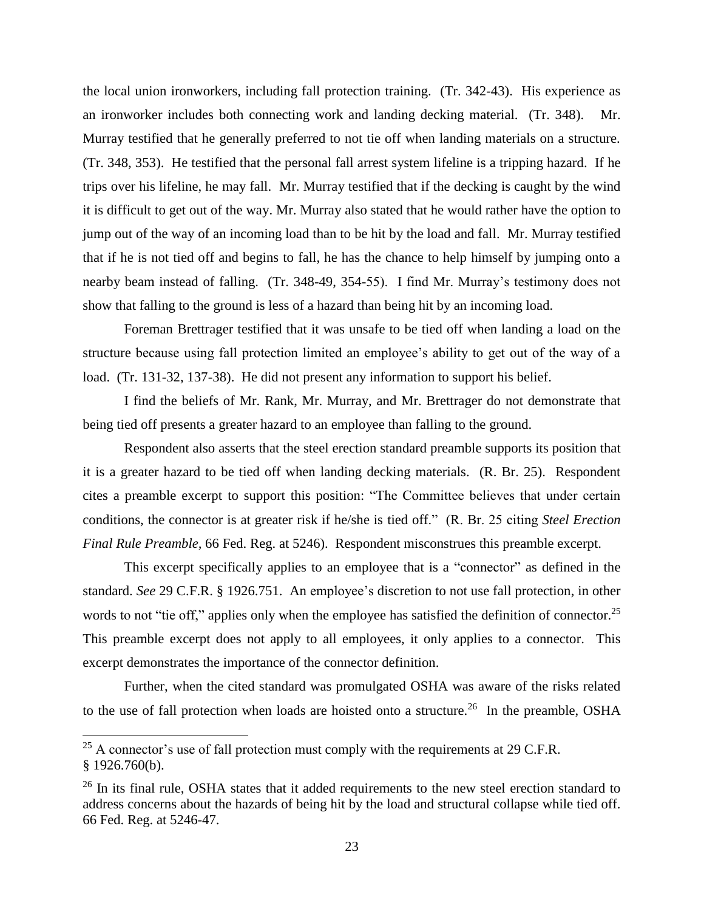the local union ironworkers, including fall protection training. (Tr. 342-43). His experience as an ironworker includes both connecting work and landing decking material. (Tr. 348). Mr. Murray testified that he generally preferred to not tie off when landing materials on a structure. (Tr. 348, 353). He testified that the personal fall arrest system lifeline is a tripping hazard. If he trips over his lifeline, he may fall. Mr. Murray testified that if the decking is caught by the wind it is difficult to get out of the way. Mr. Murray also stated that he would rather have the option to jump out of the way of an incoming load than to be hit by the load and fall. Mr. Murray testified that if he is not tied off and begins to fall, he has the chance to help himself by jumping onto a nearby beam instead of falling. (Tr. 348-49, 354-55). I find Mr. Murray's testimony does not show that falling to the ground is less of a hazard than being hit by an incoming load.

Foreman Brettrager testified that it was unsafe to be tied off when landing a load on the structure because using fall protection limited an employee's ability to get out of the way of a load. (Tr. 131-32, 137-38). He did not present any information to support his belief.

I find the beliefs of Mr. Rank, Mr. Murray, and Mr. Brettrager do not demonstrate that being tied off presents a greater hazard to an employee than falling to the ground.

Respondent also asserts that the steel erection standard preamble supports its position that it is a greater hazard to be tied off when landing decking materials. (R. Br. 25). Respondent cites a preamble excerpt to support this position: "The Committee believes that under certain conditions, the connector is at greater risk if he/she is tied off." (R. Br. 25 citing *Steel Erection Final Rule Preamble,* 66 Fed. Reg. at 5246). Respondent misconstrues this preamble excerpt.

This excerpt specifically applies to an employee that is a "connector" as defined in the standard. *See* 29 C.F.R. § 1926.751. An employee's discretion to not use fall protection, in other words to not "tie off," applies only when the employee has satisfied the definition of connector.[25] This preamble excerpt does not apply to all employees, it only applies to a connector. This excerpt demonstrates the importance of the connector definition.

Further, when the cited standard was promulgated OSHA was aware of the risks related to the use of fall protection when loads are hoisted onto a structure.[26] In the preamble, OSHA

---

[25] A connector's use of fall protection must comply with the requirements at 29 C.F.R. § 1926.760(b).

[26] In its final rule, OSHA states that it added requirements to the new steel erection standard to address concerns about the hazards of being hit by the load and structural collapse while tied off. 66 Fed. Reg. at 5246-47.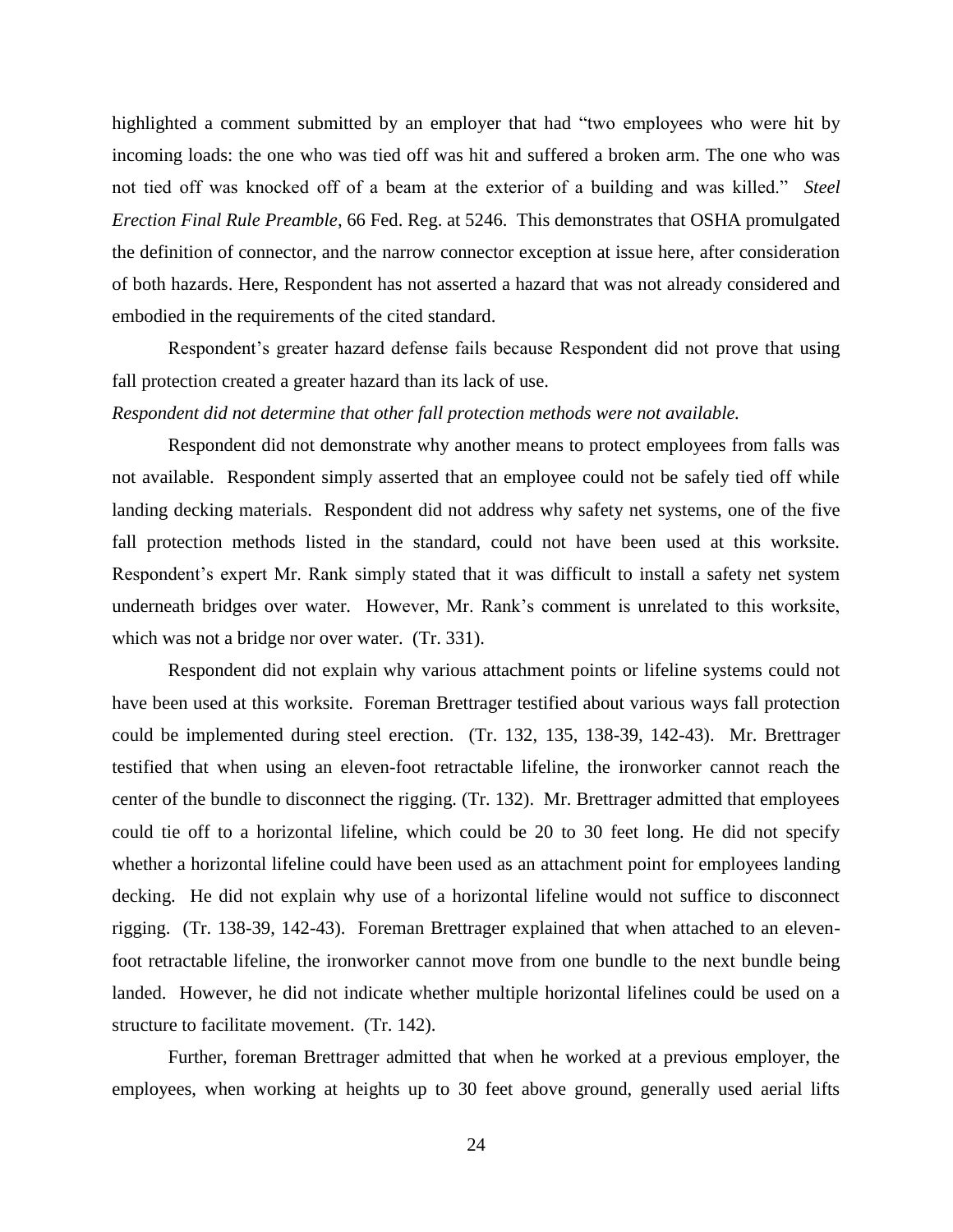highlighted a comment submitted by an employer that had "two employees who were hit by incoming loads: the one who was tied off was hit and suffered a broken arm. The one who was not tied off was knocked off of a beam at the exterior of a building and was killed." *Steel Erection Final Rule Preamble*, 66 Fed. Reg. at 5246. This demonstrates that OSHA promulgated the definition of connector, and the narrow connector exception at issue here, after consideration of both hazards. Here, Respondent has not asserted a hazard that was not already considered and embodied in the requirements of the cited standard.

Respondent's greater hazard defense fails because Respondent did not prove that using fall protection created a greater hazard than its lack of use.

*Respondent did not determine that other fall protection methods were not available.*

Respondent did not demonstrate why another means to protect employees from falls was not available. Respondent simply asserted that an employee could not be safely tied off while landing decking materials. Respondent did not address why safety net systems, one of the five fall protection methods listed in the standard, could not have been used at this worksite. Respondent's expert Mr. Rank simply stated that it was difficult to install a safety net system underneath bridges over water. However, Mr. Rank's comment is unrelated to this worksite, which was not a bridge nor over water. (Tr. 331).

Respondent did not explain why various attachment points or lifeline systems could not have been used at this worksite. Foreman Brettrager testified about various ways fall protection could be implemented during steel erection. (Tr. 132, 135, 138-39, 142-43). Mr. Brettrager testified that when using an eleven-foot retractable lifeline, the ironworker cannot reach the center of the bundle to disconnect the rigging. (Tr. 132). Mr. Brettrager admitted that employees could tie off to a horizontal lifeline, which could be 20 to 30 feet long. He did not specify whether a horizontal lifeline could have been used as an attachment point for employees landing decking. He did not explain why use of a horizontal lifeline would not suffice to disconnect rigging. (Tr. 138-39, 142-43). Foreman Brettrager explained that when attached to an eleven-foot retractable lifeline, the ironworker cannot move from one bundle to the next bundle being landed. However, he did not indicate whether multiple horizontal lifelines could be used on a structure to facilitate movement. (Tr. 142).

Further, foreman Brettrager admitted that when he worked at a previous employer, the employees, when working at heights up to 30 feet above ground, generally used aerial lifts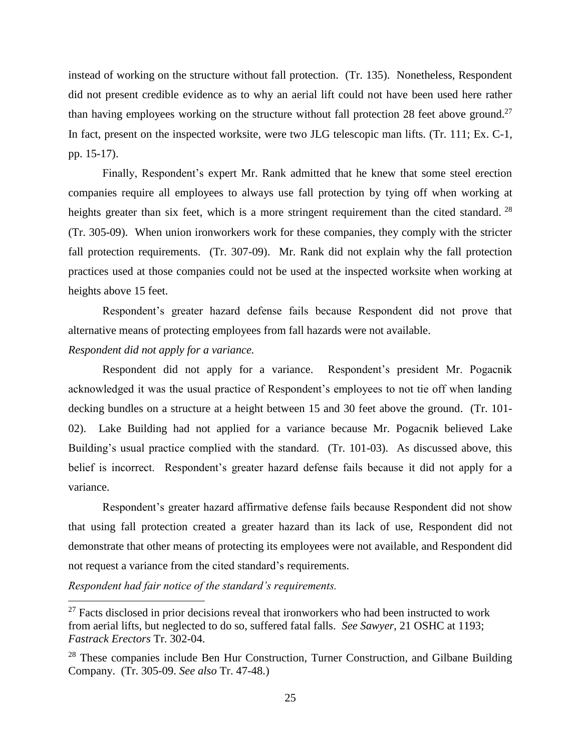instead of working on the structure without fall protection. (Tr. 135). Nonetheless, Respondent did not present credible evidence as to why an aerial lift could not have been used here rather than having employees working on the structure without fall protection 28 feet above ground.[27] In fact, present on the inspected worksite, were two JLG telescopic man lifts. (Tr. 111; Ex. C-1, pp. 15-17).

Finally, Respondent's expert Mr. Rank admitted that he knew that some steel erection companies require all employees to always use fall protection by tying off when working at heights greater than six feet, which is a more stringent requirement than the cited standard. [28] (Tr. 305-09). When union ironworkers work for these companies, they comply with the stricter fall protection requirements. (Tr. 307-09). Mr. Rank did not explain why the fall protection practices used at those companies could not be used at the inspected worksite when working at heights above 15 feet.

Respondent's greater hazard defense fails because Respondent did not prove that alternative means of protecting employees from fall hazards were not available.

*Respondent did not apply for a variance.*

Respondent did not apply for a variance. Respondent's president Mr. Pogacnik acknowledged it was the usual practice of Respondent's employees to not tie off when landing decking bundles on a structure at a height between 15 and 30 feet above the ground. (Tr. 101-02). Lake Building had not applied for a variance because Mr. Pogacnik believed Lake Building's usual practice complied with the standard. (Tr. 101-03). As discussed above, this belief is incorrect. Respondent's greater hazard defense fails because it did not apply for a variance.

Respondent's greater hazard affirmative defense fails because Respondent did not show that using fall protection created a greater hazard than its lack of use, Respondent did not demonstrate that other means of protecting its employees were not available, and Respondent did not request a variance from the cited standard's requirements.

*Respondent had fair notice of the standard's requirements.*

---

[27] Facts disclosed in prior decisions reveal that ironworkers who had been instructed to work from aerial lifts, but neglected to do so, suffered fatal falls. *See Sawyer*, 21 OSHC at 1193; *Fastrack Erectors* Tr. 302-04.

[28] These companies include Ben Hur Construction, Turner Construction, and Gilbane Building Company. (Tr. 305-09. *See also* Tr. 47-48.)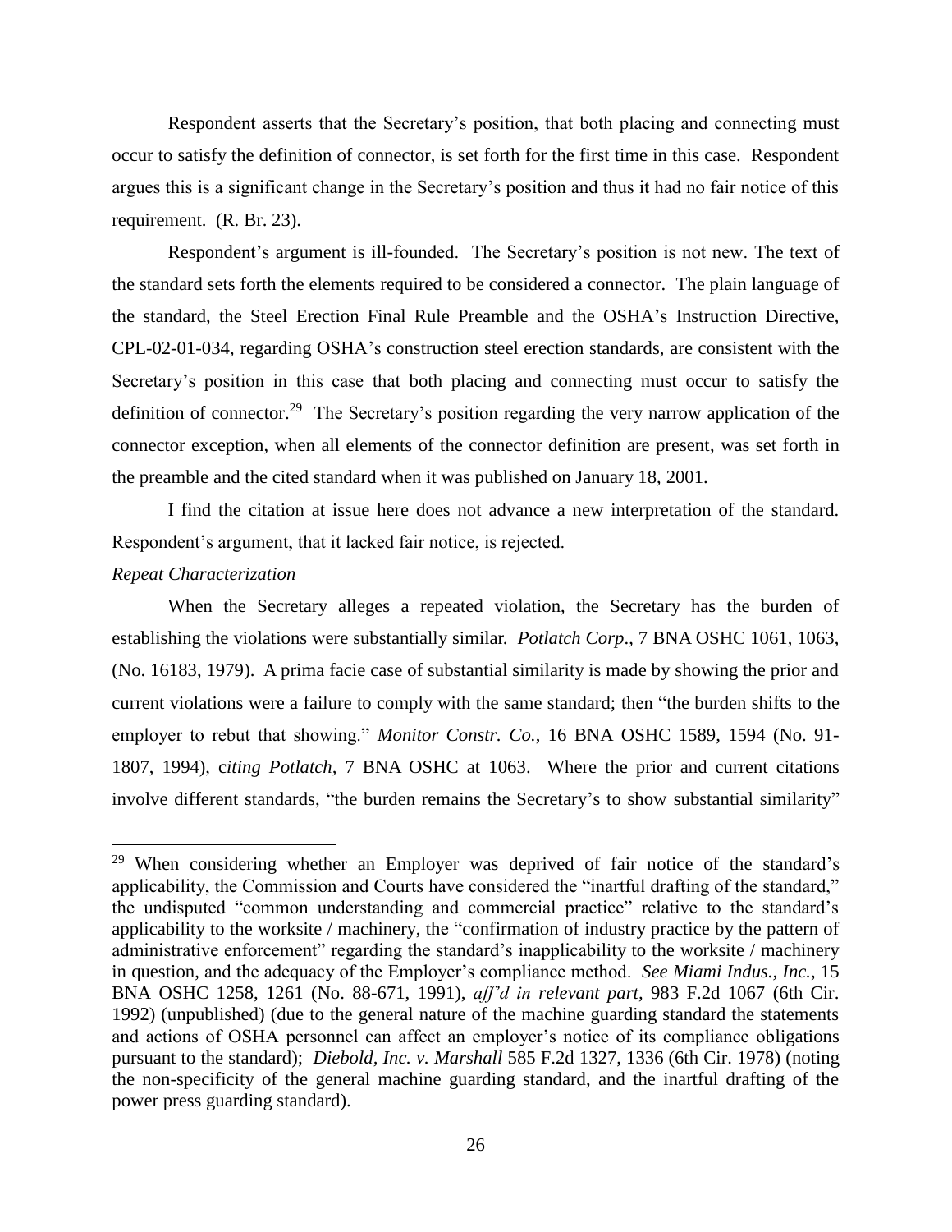Respondent asserts that the Secretary's position, that both placing and connecting must occur to satisfy the definition of connector, is set forth for the first time in this case. Respondent argues this is a significant change in the Secretary's position and thus it had no fair notice of this requirement. (R. Br. 23).

Respondent's argument is ill-founded. The Secretary's position is not new. The text of the standard sets forth the elements required to be considered a connector. The plain language of the standard, the Steel Erection Final Rule Preamble and the OSHA's Instruction Directive, CPL-02-01-034, regarding OSHA's construction steel erection standards, are consistent with the Secretary's position in this case that both placing and connecting must occur to satisfy the definition of connector.[29] The Secretary's position regarding the very narrow application of the connector exception, when all elements of the connector definition are present, was set forth in the preamble and the cited standard when it was published on January 18, 2001.

I find the citation at issue here does not advance a new interpretation of the standard. Respondent's argument, that it lacked fair notice, is rejected.

*Repeat Characterization*

When the Secretary alleges a repeated violation, the Secretary has the burden of establishing the violations were substantially similar. *Potlatch Corp*., 7 BNA OSHC 1061, 1063, (No. 16183, 1979). A prima facie case of substantial similarity is made by showing the prior and current violations were a failure to comply with the same standard; then "the burden shifts to the employer to rebut that showing." *Monitor Constr. Co.*, 16 BNA OSHC 1589, 1594 (No. 91-1807, 1994), c*iting Potlatch*, 7 BNA OSHC at 1063. Where the prior and current citations involve different standards, "the burden remains the Secretary's to show substantial similarity"

---

[29] When considering whether an Employer was deprived of fair notice of the standard's applicability, the Commission and Courts have considered the "inartful drafting of the standard," the undisputed "common understanding and commercial practice" relative to the standard's applicability to the worksite / machinery, the "confirmation of industry practice by the pattern of administrative enforcement" regarding the standard's inapplicability to the worksite / machinery in question, and the adequacy of the Employer's compliance method. *See Miami Indus., Inc.*, 15 BNA OSHC 1258, 1261 (No. 88-671, 1991), *aff'd in relevant part*, 983 F.2d 1067 (6th Cir. 1992) (unpublished) (due to the general nature of the machine guarding standard the statements and actions of OSHA personnel can affect an employer's notice of its compliance obligations pursuant to the standard); *Diebold, Inc. v. Marshall* 585 F.2d 1327, 1336 (6th Cir. 1978) (noting the non-specificity of the general machine guarding standard, and the inartful drafting of the power press guarding standard).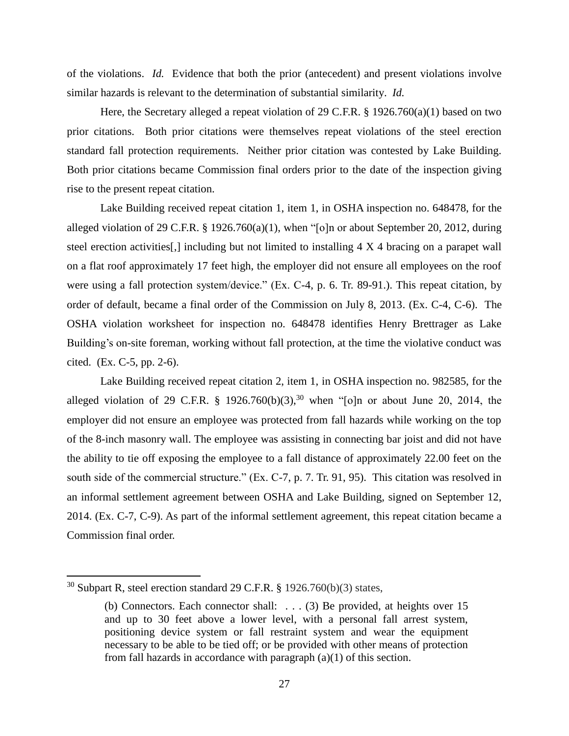of the violations. *Id.* Evidence that both the prior (antecedent) and present violations involve similar hazards is relevant to the determination of substantial similarity. *Id.*

Here, the Secretary alleged a repeat violation of 29 C.F.R. § 1926.760(a)(1) based on two prior citations. Both prior citations were themselves repeat violations of the steel erection standard fall protection requirements. Neither prior citation was contested by Lake Building. Both prior citations became Commission final orders prior to the date of the inspection giving rise to the present repeat citation.

Lake Building received repeat citation 1, item 1, in OSHA inspection no. 648478, for the alleged violation of 29 C.F.R. § 1926.760(a)(1), when "[o]n or about September 20, 2012, during steel erection activities[,] including but not limited to installing 4 X 4 bracing on a parapet wall on a flat roof approximately 17 feet high, the employer did not ensure all employees on the roof were using a fall protection system/device." (Ex. C-4, p. 6. Tr. 89-91.). This repeat citation, by order of default, became a final order of the Commission on July 8, 2013. (Ex. C-4, C-6). The OSHA violation worksheet for inspection no. 648478 identifies Henry Brettrager as Lake Building's on-site foreman, working without fall protection, at the time the violative conduct was cited. (Ex. C-5, pp. 2-6).

Lake Building received repeat citation 2, item 1, in OSHA inspection no. 982585, for the alleged violation of 29 C.F.R. § 1926.760(b)(3),[30] when "[o]n or about June 20, 2014, the employer did not ensure an employee was protected from fall hazards while working on the top of the 8-inch masonry wall. The employee was assisting in connecting bar joist and did not have the ability to tie off exposing the employee to a fall distance of approximately 22.00 feet on the south side of the commercial structure." (Ex. C-7, p. 7. Tr. 91, 95). This citation was resolved in an informal settlement agreement between OSHA and Lake Building, signed on September 12, 2014. (Ex. C-7, C-9). As part of the informal settlement agreement, this repeat citation became a Commission final order.

---

[30] Subpart R, steel erection standard 29 C.F.R. § 1926.760(b)(3) states,

> (b) Connectors. Each connector shall: . . . (3) Be provided, at heights over 15 and up to 30 feet above a lower level, with a personal fall arrest system, positioning device system or fall restraint system and wear the equipment necessary to be able to be tied off; or be provided with other means of protection from fall hazards in accordance with paragraph (a)(1) of this section.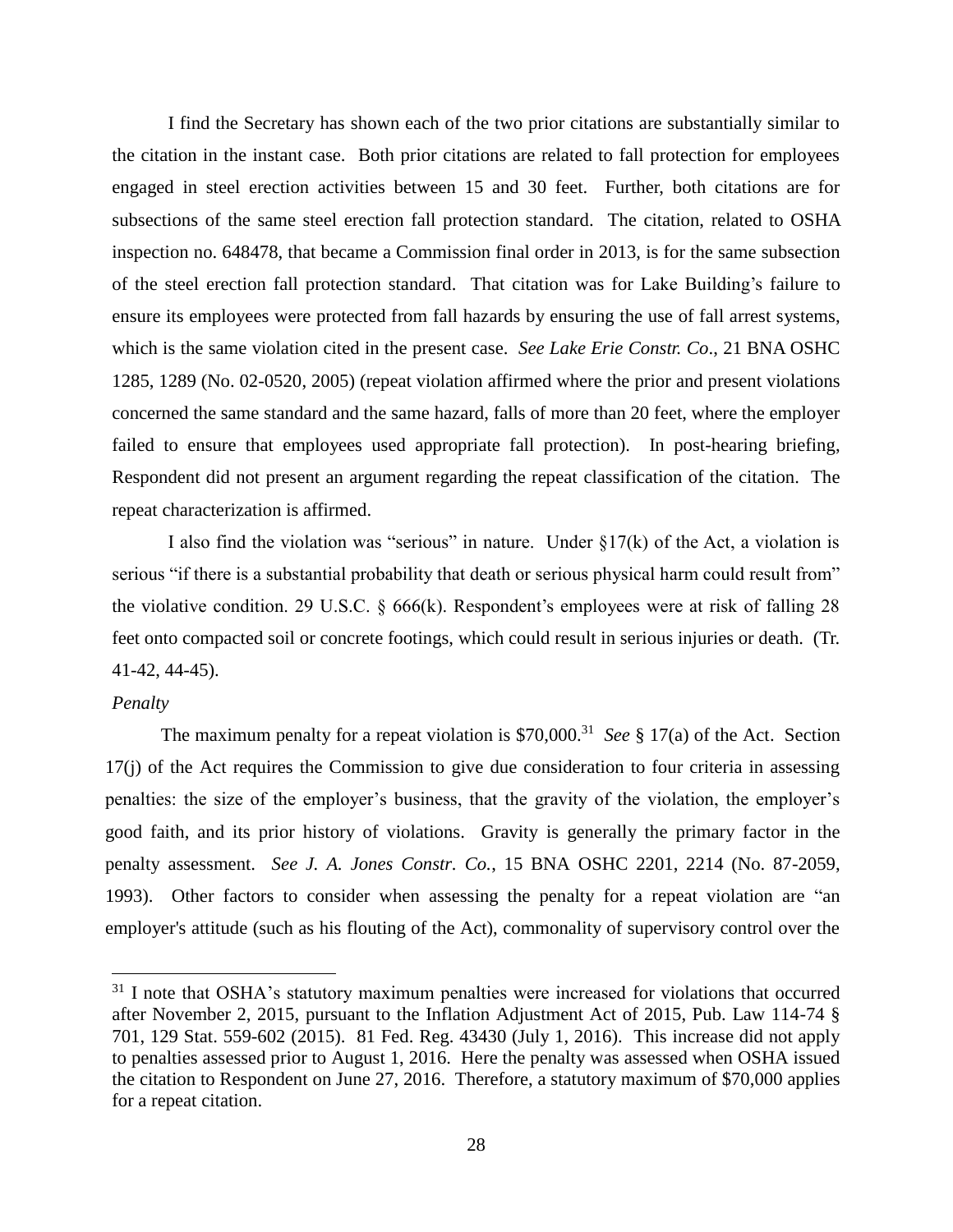I find the Secretary has shown each of the two prior citations are substantially similar to the citation in the instant case. Both prior citations are related to fall protection for employees engaged in steel erection activities between 15 and 30 feet. Further, both citations are for subsections of the same steel erection fall protection standard. The citation, related to OSHA inspection no. 648478, that became a Commission final order in 2013, is for the same subsection of the steel erection fall protection standard. That citation was for Lake Building's failure to ensure its employees were protected from fall hazards by ensuring the use of fall arrest systems, which is the same violation cited in the present case. *See Lake Erie Constr. Co*., 21 BNA OSHC 1285, 1289 (No. 02-0520, 2005) (repeat violation affirmed where the prior and present violations concerned the same standard and the same hazard, falls of more than 20 feet, where the employer failed to ensure that employees used appropriate fall protection). In post-hearing briefing, Respondent did not present an argument regarding the repeat classification of the citation. The repeat characterization is affirmed.

I also find the violation was "serious" in nature. Under §17(k) of the Act, a violation is serious "if there is a substantial probability that death or serious physical harm could result from" the violative condition. 29 U.S.C. § 666(k). Respondent's employees were at risk of falling 28 feet onto compacted soil or concrete footings, which could result in serious injuries or death. (Tr. 41-42, 44-45).

*Penalty*

The maximum penalty for a repeat violation is $70,000.[31] *See* § 17(a) of the Act. Section 17(j) of the Act requires the Commission to give due consideration to four criteria in assessing penalties: the size of the employer's business, that the gravity of the violation, the employer's good faith, and its prior history of violations. Gravity is generally the primary factor in the penalty assessment. *See J. A. Jones Constr. Co.*, 15 BNA OSHC 2201, 2214 (No. 87-2059, 1993). Other factors to consider when assessing the penalty for a repeat violation are "an employer's attitude (such as his flouting of the Act), commonality of supervisory control over the

---

[31] I note that OSHA's statutory maximum penalties were increased for violations that occurred after November 2, 2015, pursuant to the Inflation Adjustment Act of 2015, Pub. Law 114-74 § 701, 129 Stat. 559-602 (2015). 81 Fed. Reg. 43430 (July 1, 2016). This increase did not apply to penalties assessed prior to August 1, 2016. Here the penalty was assessed when OSHA issued the citation to Respondent on June 27, 2016. Therefore, a statutory maximum of $70,000 applies for a repeat citation.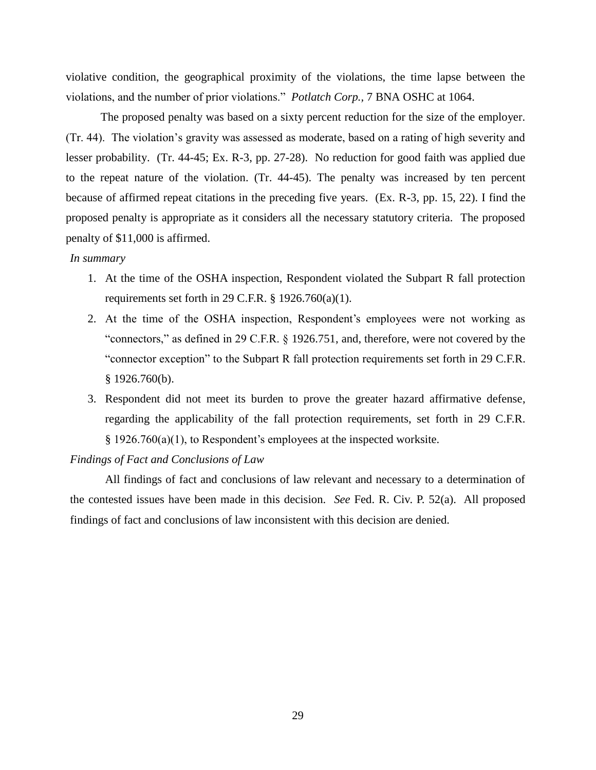violative condition, the geographical proximity of the violations, the time lapse between the violations, and the number of prior violations." *Potlatch Corp.,* 7 BNA OSHC at 1064.

The proposed penalty was based on a sixty percent reduction for the size of the employer. (Tr. 44). The violation's gravity was assessed as moderate, based on a rating of high severity and lesser probability. (Tr. 44-45; Ex. R-3, pp. 27-28). No reduction for good faith was applied due to the repeat nature of the violation. (Tr. 44-45). The penalty was increased by ten percent because of affirmed repeat citations in the preceding five years. (Ex. R-3, pp. 15, 22). I find the proposed penalty is appropriate as it considers all the necessary statutory criteria. The proposed penalty of $11,000 is affirmed.

*In summary*

1. At the time of the OSHA inspection, Respondent violated the Subpart R fall protection requirements set forth in 29 C.F.R. § 1926.760(a)(1).
2. At the time of the OSHA inspection, Respondent's employees were not working as "connectors," as defined in 29 C.F.R. § 1926.751, and, therefore, were not covered by the "connector exception" to the Subpart R fall protection requirements set forth in 29 C.F.R. § 1926.760(b).
3. Respondent did not meet its burden to prove the greater hazard affirmative defense, regarding the applicability of the fall protection requirements, set forth in 29 C.F.R. § 1926.760(a)(1), to Respondent's employees at the inspected worksite.

*Findings of Fact and Conclusions of Law*

All findings of fact and conclusions of law relevant and necessary to a determination of the contested issues have been made in this decision. *See* Fed. R. Civ. P. 52(a). All proposed findings of fact and conclusions of law inconsistent with this decision are denied.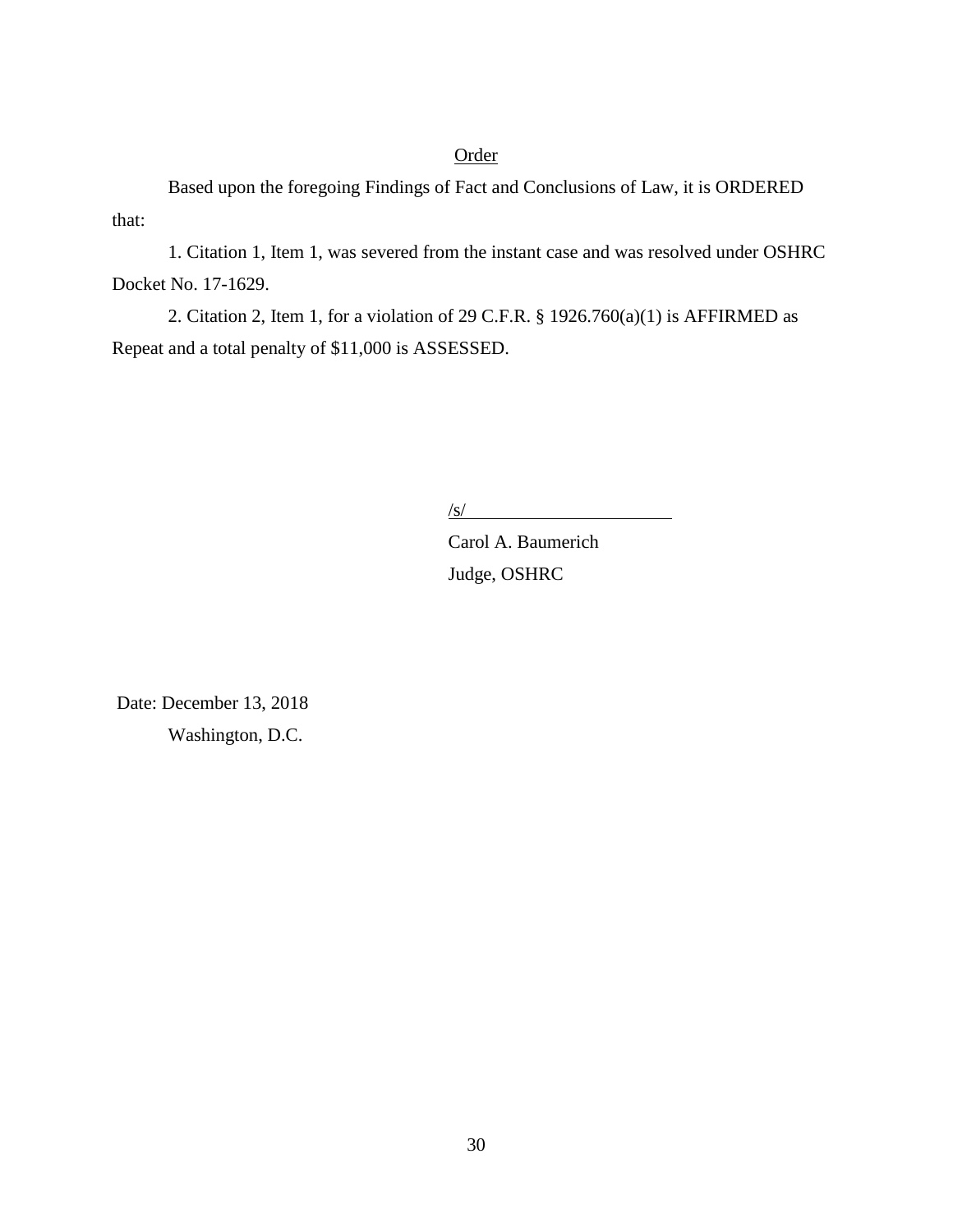## Order

Based upon the foregoing Findings of Fact and Conclusions of Law, it is ORDERED that:

1. Citation 1, Item 1, was severed from the instant case and was resolved under OSHRC Docket No. 17-1629.

2. Citation 2, Item 1, for a violation of 29 C.F.R. § 1926.760(a)(1) is AFFIRMED as Repeat and a total penalty of $11,000 is ASSESSED.

/s/

Carol A. Baumerich
Judge, OSHRC

Date: December 13, 2018
Washington, D.C.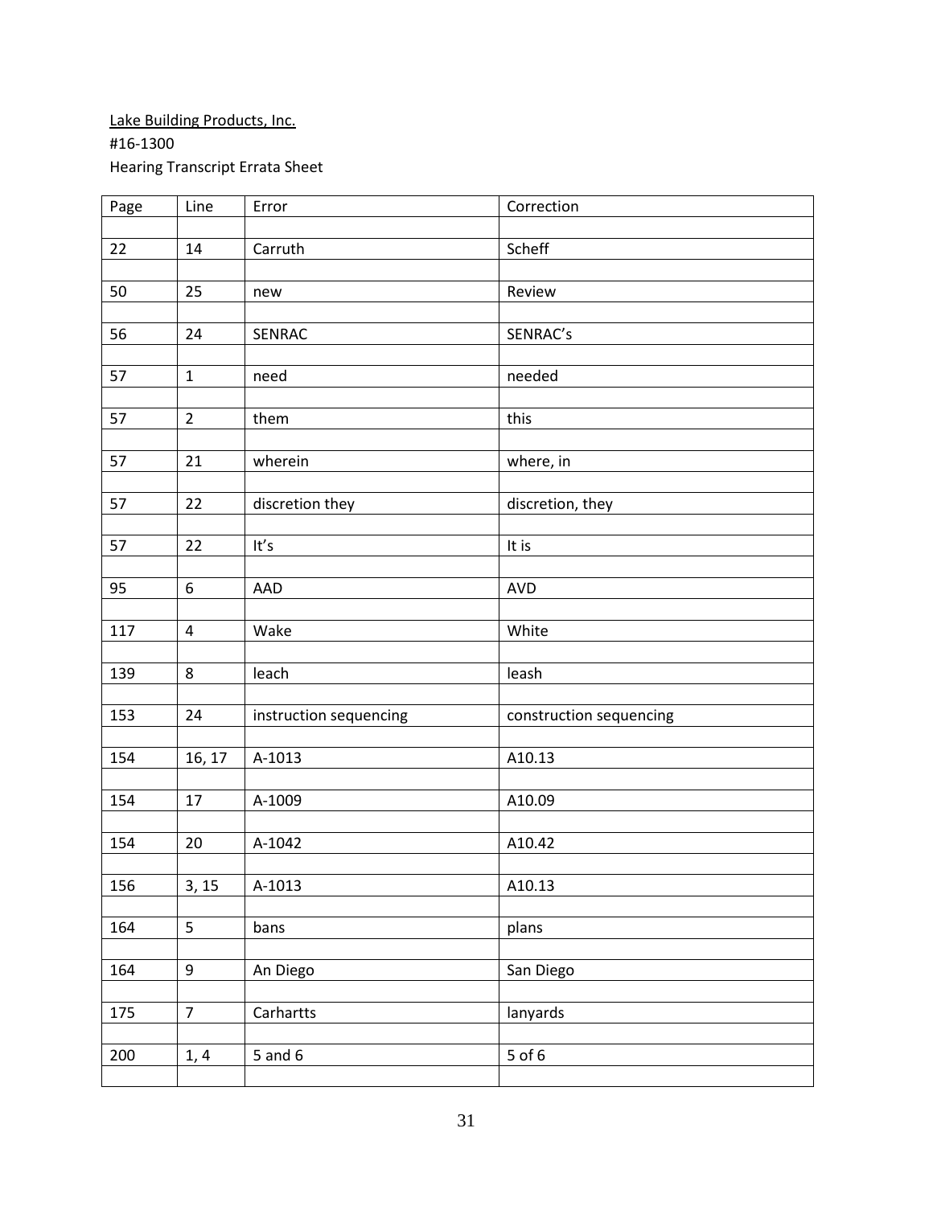Lake Building Products, Inc.

#16-1300

Hearing Transcript Errata Sheet

| Page | Line | Error | Correction |
|---|---|---|---|
| 22 | 14 | Carruth | Scheff |
| 50 | 25 | new | Review |
| 56 | 24 | SENRAC | SENRAC's |
| 57 | 1 | need | needed |
| 57 | 2 | them | this |
| 57 | 21 | wherein | where, in |
| 57 | 22 | discretion they | discretion, they |
| 57 | 22 | It's | It is |
| 95 | 6 | AAD | AVD |
| 117 | 4 | Wake | White |
| 139 | 8 | leach | leash |
| 153 | 24 | instruction sequencing | construction sequencing |
| 154 | 16, 17 | A-1013 | A10.13 |
| 154 | 17 | A-1009 | A10.09 |
| 154 | 20 | A-1042 | A10.42 |
| 156 | 3, 15 | A-1013 | A10.13 |
| 164 | 5 | bans | plans |
| 164 | 9 | An Diego | San Diego |
| 175 | 7 | Carhartts | lanyards |
| 200 | 1, 4 | 5 and 6 | 5 of 6 |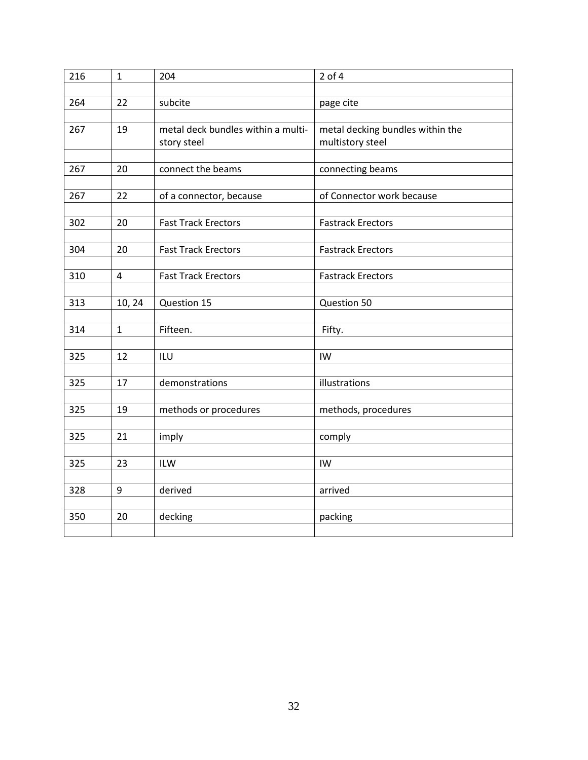| | | | |
|---|---|---|---|
| 216 | 1 | 204 | 2 of 4 |
| | | | |
| 264 | 22 | subcite | page cite |
| | | | |
| 267 | 19 | metal deck bundles within a multi-story steel | metal decking bundles within the multistory steel |
| | | | |
| 267 | 20 | connect the beams | connecting beams |
| | | | |
| 267 | 22 | of a connector, because | of Connector work because |
| | | | |
| 302 | 20 | Fast Track Erectors | Fastrack Erectors |
| | | | |
| 304 | 20 | Fast Track Erectors | Fastrack Erectors |
| | | | |
| 310 | 4 | Fast Track Erectors | Fastrack Erectors |
| | | | |
| 313 | 10, 24 | Question 15 | Question 50 |
| | | | |
| 314 | 1 | Fifteen. | Fifty. |
| | | | |
| 325 | 12 | ILU | IW |
| | | | |
| 325 | 17 | demonstrations | illustrations |
| | | | |
| 325 | 19 | methods or procedures | methods, procedures |
| | | | |
| 325 | 21 | imply | comply |
| | | | |
| 325 | 23 | ILW | IW |
| | | | |
| 328 | 9 | derived | arrived |
| | | | |
| 350 | 20 | decking | packing |
| | | | |